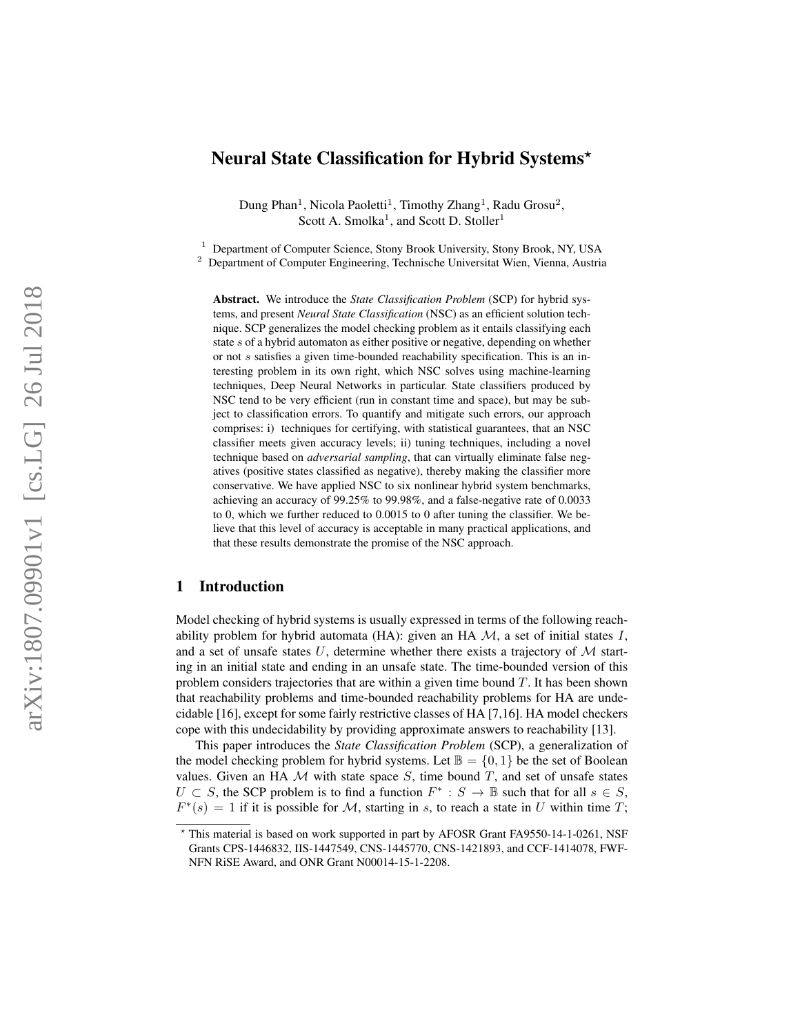# Neural State Classification for Hybrid Systems*

Dung Phan[1], Nicola Paoletti[1], Timothy Zhang[1], Radu Grosu[2], Scott A. Smolka[1], and Scott D. Stoller[1]

[1] Department of Computer Science, Stony Brook University, Stony Brook, NY, USA
[2] Department of Computer Engineering, Technische Universitat Wien, Vienna, Austria

**Abstract.** We introduce the *State Classification Problem* (SCP) for hybrid systems, and present *Neural State Classification* (NSC) as an efficient solution technique. SCP generalizes the model checking problem as it entails classifying each state $s$ of a hybrid automaton as either positive or negative, depending on whether or not $s$ satisfies a given time-bounded reachability specification. This is an interesting problem in its own right, which NSC solves using machine-learning techniques, Deep Neural Networks in particular. State classifiers produced by NSC tend to be very efficient (run in constant time and space), but may be subject to classification errors. To quantify and mitigate such errors, our approach comprises: i) techniques for certifying, with statistical guarantees, that an NSC classifier meets given accuracy levels; ii) tuning techniques, including a novel technique based on *adversarial sampling*, that can virtually eliminate false negatives (positive states classified as negative), thereby making the classifier more conservative. We have applied NSC to six nonlinear hybrid system benchmarks, achieving an accuracy of 99.25% to 99.98%, and a false-negative rate of 0.0033 to 0, which we further reduced to 0.0015 to 0 after tuning the classifier. We believe that this level of accuracy is acceptable in many practical applications, and that these results demonstrate the promise of the NSC approach.

## 1 Introduction

Model checking of hybrid systems is usually expressed in terms of the following reachability problem for hybrid automata (HA): given an HA $\mathcal{M}$, a set of initial states $I$, and a set of unsafe states $U$, determine whether there exists a trajectory of $\mathcal{M}$ starting in an initial state and ending in an unsafe state. The time-bounded version of this problem considers trajectories that are within a given time bound $T$. It has been shown that reachability problems and time-bounded reachability problems for HA are undecidable [16], except for some fairly restrictive classes of HA [7,16]. HA model checkers cope with this undecidability by providing approximate answers to reachability [13].

This paper introduces the *State Classification Problem* (SCP), a generalization of the model checking problem for hybrid systems. Let $\mathbb{B} = \{0, 1\}$ be the set of Boolean values. Given an HA $\mathcal{M}$ with state space $S$, time bound $T$, and set of unsafe states $U \subset S$, the SCP problem is to find a function $F^* : S \rightarrow \mathbb{B}$ such that for all $s \in S$, $F^*(s) = 1$ if it is possible for $\mathcal{M}$, starting in $s$, to reach a state in $U$ within time $T$;

* This material is based on work supported in part by AFOSR Grant FA9550-14-1-0261, NSF Grants CPS-1446832, IIS-1447549, CNS-1445770, CNS-1421893, and CCF-1414078, FWF-NFN RiSE Award, and ONR Grant N00014-15-1-2208.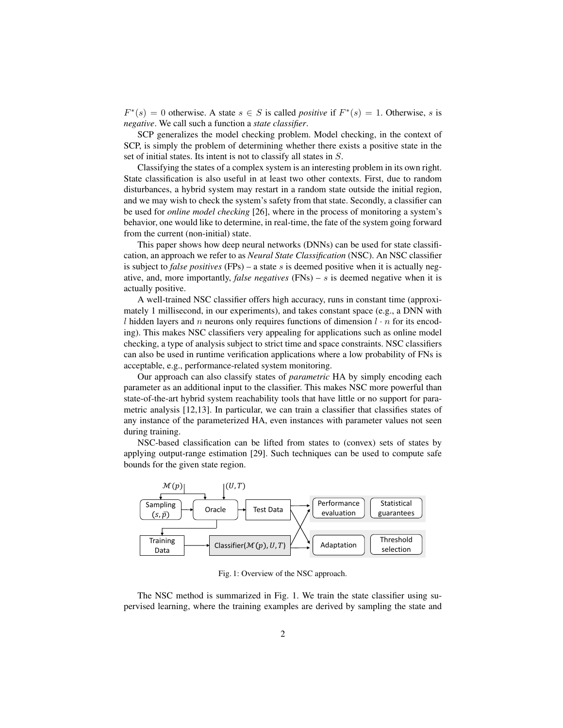$F^*(s) = 0$ otherwise. A state $s \in S$ is called *positive* if $F^*(s) = 1$. Otherwise, $s$ is *negative*. We call such a function a *state classifier*.

SCP generalizes the model checking problem. Model checking, in the context of SCP, is simply the problem of determining whether there exists a positive state in the set of initial states. Its intent is not to classify all states in $S$.

Classifying the states of a complex system is an interesting problem in its own right. State classification is also useful in at least two other contexts. First, due to random disturbances, a hybrid system may restart in a random state outside the initial region, and we may wish to check the system's safety from that state. Secondly, a classifier can be used for *online model checking* [26], where in the process of monitoring a system's behavior, one would like to determine, in real-time, the fate of the system going forward from the current (non-initial) state.

This paper shows how deep neural networks (DNNs) can be used for state classification, an approach we refer to as *Neural State Classification* (NSC). An NSC classifier is subject to *false positives* (FPs) – a state $s$ is deemed positive when it is actually negative, and, more importantly, *false negatives* (FNs) – $s$ is deemed negative when it is actually positive.

A well-trained NSC classifier offers high accuracy, runs in constant time (approximately 1 millisecond, in our experiments), and takes constant space (e.g., a DNN with $l$ hidden layers and $n$ neurons only requires functions of dimension $l \cdot n$ for its encoding). This makes NSC classifiers very appealing for applications such as online model checking, a type of analysis subject to strict time and space constraints. NSC classifiers can also be used in runtime verification applications where a low probability of FNs is acceptable, e.g., performance-related system monitoring.

Our approach can also classify states of *parametric* HA by simply encoding each parameter as an additional input to the classifier. This makes NSC more powerful than state-of-the-art hybrid system reachability tools that have little or no support for parametric analysis [12,13]. In particular, we can train a classifier that classifies states of any instance of the parameterized HA, even instances with parameter values not seen during training.

NSC-based classification can be lifted from states to (convex) sets of states by applying output-range estimation [29]. Such techniques can be used to compute safe bounds for the given state region.

Fig. 1: Overview of the NSC approach.

The NSC method is summarized in Fig. 1. We train the state classifier using supervised learning, where the training examples are derived by sampling the state and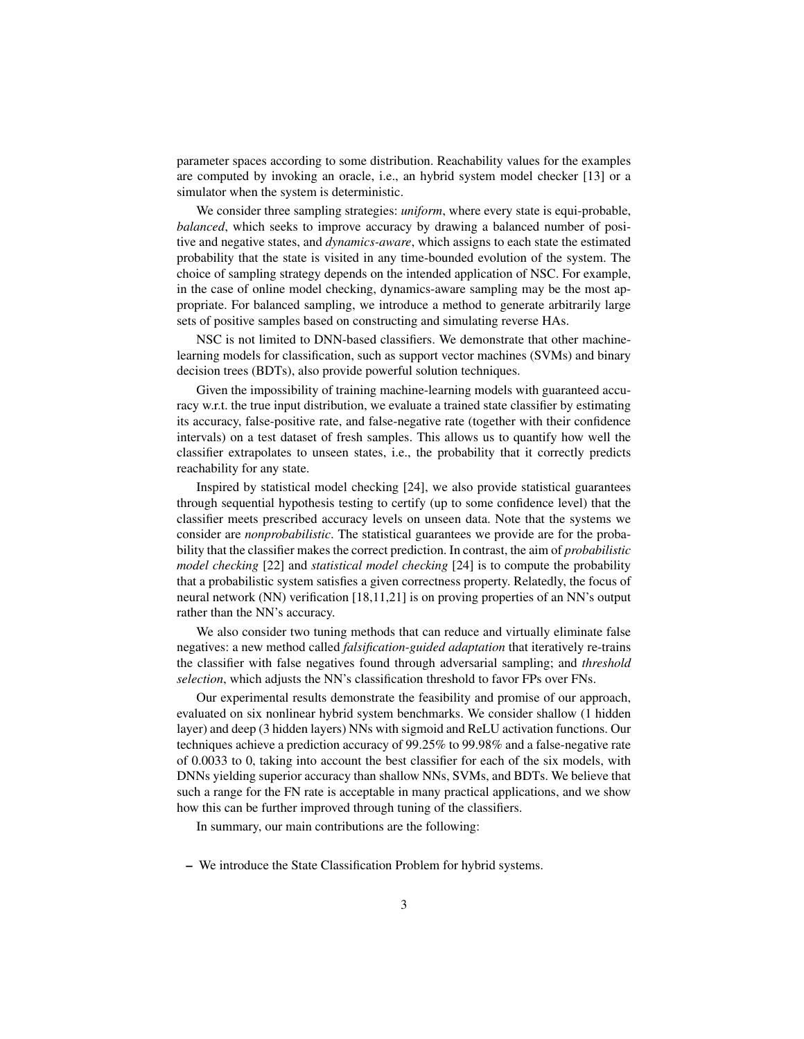parameter spaces according to some distribution. Reachability values for the examples are computed by invoking an oracle, i.e., an hybrid system model checker [13] or a simulator when the system is deterministic.

We consider three sampling strategies: *uniform*, where every state is equi-probable, *balanced*, which seeks to improve accuracy by drawing a balanced number of positive and negative states, and *dynamics-aware*, which assigns to each state the estimated probability that the state is visited in any time-bounded evolution of the system. The choice of sampling strategy depends on the intended application of NSC. For example, in the case of online model checking, dynamics-aware sampling may be the most appropriate. For balanced sampling, we introduce a method to generate arbitrarily large sets of positive samples based on constructing and simulating reverse HAs.

NSC is not limited to DNN-based classifiers. We demonstrate that other machine-learning models for classification, such as support vector machines (SVMs) and binary decision trees (BDTs), also provide powerful solution techniques.

Given the impossibility of training machine-learning models with guaranteed accuracy w.r.t. the true input distribution, we evaluate a trained state classifier by estimating its accuracy, false-positive rate, and false-negative rate (together with their confidence intervals) on a test dataset of fresh samples. This allows us to quantify how well the classifier extrapolates to unseen states, i.e., the probability that it correctly predicts reachability for any state.

Inspired by statistical model checking [24], we also provide statistical guarantees through sequential hypothesis testing to certify (up to some confidence level) that the classifier meets prescribed accuracy levels on unseen data. Note that the systems we consider are *nonprobabilistic*. The statistical guarantees we provide are for the probability that the classifier makes the correct prediction. In contrast, the aim of *probabilistic model checking* [22] and *statistical model checking* [24] is to compute the probability that a probabilistic system satisfies a given correctness property. Relatedly, the focus of neural network (NN) verification [18,11,21] is on proving properties of an NN's output rather than the NN's accuracy.

We also consider two tuning methods that can reduce and virtually eliminate false negatives: a new method called *falsification-guided adaptation* that iteratively re-trains the classifier with false negatives found through adversarial sampling; and *threshold selection*, which adjusts the NN's classification threshold to favor FPs over FNs.

Our experimental results demonstrate the feasibility and promise of our approach, evaluated on six nonlinear hybrid system benchmarks. We consider shallow (1 hidden layer) and deep (3 hidden layers) NNs with sigmoid and ReLU activation functions. Our techniques achieve a prediction accuracy of 99.25% to 99.98% and a false-negative rate of 0.0033 to 0, taking into account the best classifier for each of the six models, with DNNs yielding superior accuracy than shallow NNs, SVMs, and BDTs. We believe that such a range for the FN rate is acceptable in many practical applications, and we show how this can be further improved through tuning of the classifiers.

In summary, our main contributions are the following:

- We introduce the State Classification Problem for hybrid systems.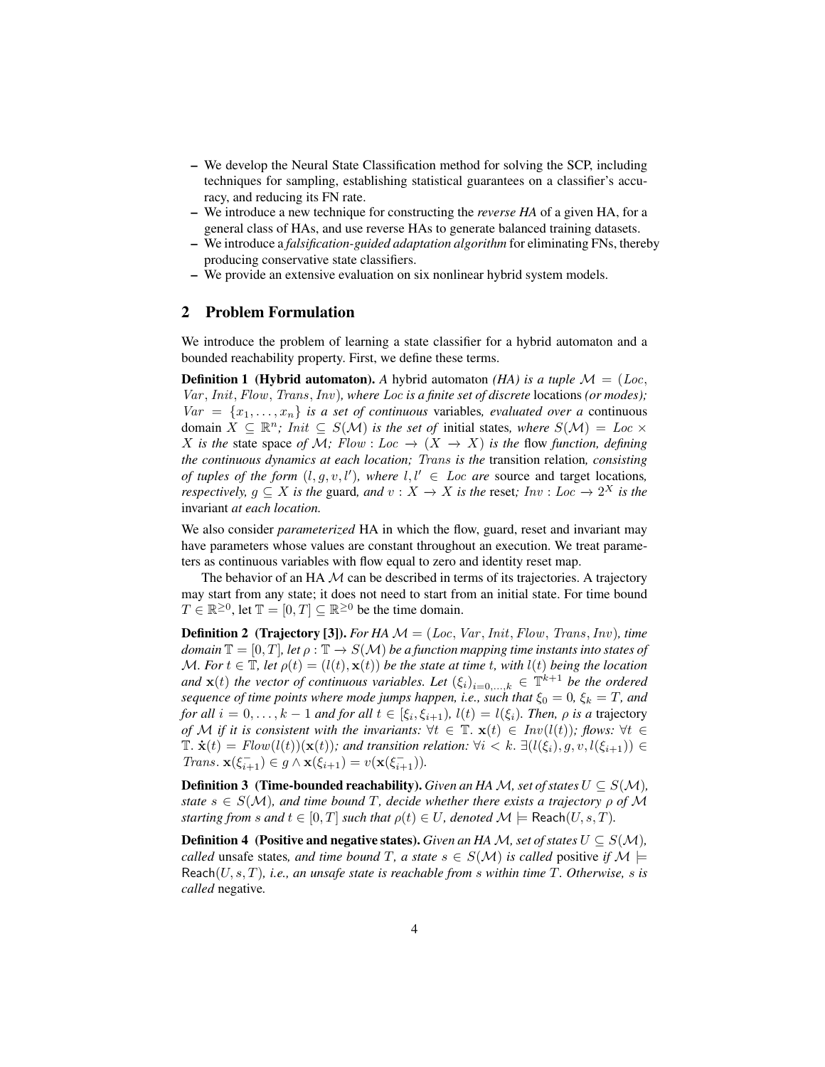- We develop the Neural State Classification method for solving the SCP, including techniques for sampling, establishing statistical guarantees on a classifier's accuracy, and reducing its FN rate.
- We introduce a new technique for constructing the *reverse HA* of a given HA, for a general class of HAs, and use reverse HAs to generate balanced training datasets.
- We introduce a *falsification-guided adaptation algorithm* for eliminating FNs, thereby producing conservative state classifiers.
- We provide an extensive evaluation on six nonlinear hybrid system models.

## 2 Problem Formulation

We introduce the problem of learning a state classifier for a hybrid automaton and a bounded reachability property. First, we define these terms.

**Definition 1 (Hybrid automaton).** *A* hybrid automaton *(HA) is a tuple* $\mathcal{M} = (Loc, Var, Init, Flow, Trans, Inv)$*, where* $Loc$ *is a finite set of discrete* locations *(or modes);* $Var = \{x_1, \ldots, x_n\}$ *is a set of continuous* variables*, evaluated over a* continuous domain $X \subseteq \mathbb{R}^n$*;* $Init \subseteq S(\mathcal{M})$ *is the set of* initial states*, where* $S(\mathcal{M}) = Loc \times X$ *is the* state space *of* $\mathcal{M}$*;* $Flow : Loc \to (X \to X)$ *is the* flow *function, defining the continuous dynamics at each location;* $Trans$ *is the* transition relation*, consisting of tuples of the form* $(l, g, v, l')$*, where* $l, l' \in Loc$ *are* source and target locations*, respectively,* $g \subseteq X$ *is the* guard*, and* $v : X \to X$ *is the* reset*;* $Inv : Loc \to 2^X$ *is the* invariant *at each location.*

We also consider *parameterized* HA in which the flow, guard, reset and invariant may have parameters whose values are constant throughout an execution. We treat parameters as continuous variables with flow equal to zero and identity reset map.

The behavior of an HA $\mathcal{M}$ can be described in terms of its trajectories. A trajectory may start from any state; it does not need to start from an initial state. For time bound $T \in \mathbb{R}^{\geq 0}$, let $\mathbb{T} = [0, T] \subseteq \mathbb{R}^{\geq 0}$ be the time domain.

**Definition 2 (Trajectory [3]).** *For HA* $\mathcal{M} = (Loc, Var, Init, Flow, Trans, Inv)$*, time domain* $\mathbb{T} = [0, T]$*, let* $\rho : \mathbb{T} \to S(\mathcal{M})$ *be a function mapping time instants into states of* $\mathcal{M}$*. For* $t \in \mathbb{T}$*, let* $\rho(t) = (l(t), \mathbf{x}(t))$ *be the state at time* $t$*, with* $l(t)$ *being the location and* $\mathbf{x}(t)$ *the vector of continuous variables. Let* $(\xi_i)_{i=0,\ldots,k} \in \mathbb{T}^{k+1}$ *be the ordered sequence of time points where mode jumps happen, i.e., such that* $\xi_0 = 0$*,* $\xi_k = T$*, and for all* $i = 0, \ldots, k-1$ *and for all* $t \in [\xi_i, \xi_{i+1})$*,* $l(t) = l(\xi_i)$*. Then,* $\rho$ *is a* trajectory *of* $\mathcal{M}$ *if it is consistent with the invariants:* $\forall t \in \mathbb{T}.\ \mathbf{x}(t) \in Inv(l(t))$*; flows:* $\forall t \in \mathbb{T}.\ \dot{\mathbf{x}}(t) = Flow(l(t))(\mathbf{x}(t))$*; and transition relation:* $\forall i < k.\ \exists (l(\xi_i), g, v, l(\xi_{i+1})) \in Trans.\ \mathbf{x}(\xi_{i+1}^-) \in g \wedge \mathbf{x}(\xi_{i+1}) = v(\mathbf{x}(\xi_{i+1}^-))$*.*

**Definition 3 (Time-bounded reachability).** *Given an HA* $\mathcal{M}$*, set of states* $U \subseteq S(\mathcal{M})$*, state* $s \in S(\mathcal{M})$*, and time bound* $T$*, decide whether there exists a trajectory* $\rho$ *of* $\mathcal{M}$ *starting from* $s$ *and* $t \in [0, T]$ *such that* $\rho(t) \in U$*, denoted* $\mathcal{M} \models \mathsf{Reach}(U, s, T)$*.*

**Definition 4 (Positive and negative states).** *Given an HA* $\mathcal{M}$*, set of states* $U \subseteq S(\mathcal{M})$*, called* unsafe states*, and time bound* $T$*, a state* $s \in S(\mathcal{M})$ *is called* positive *if* $\mathcal{M} \models \mathsf{Reach}(U, s, T)$*, i.e., an unsafe state is reachable from* $s$ *within time* $T$*. Otherwise,* $s$ *is called* negative*.*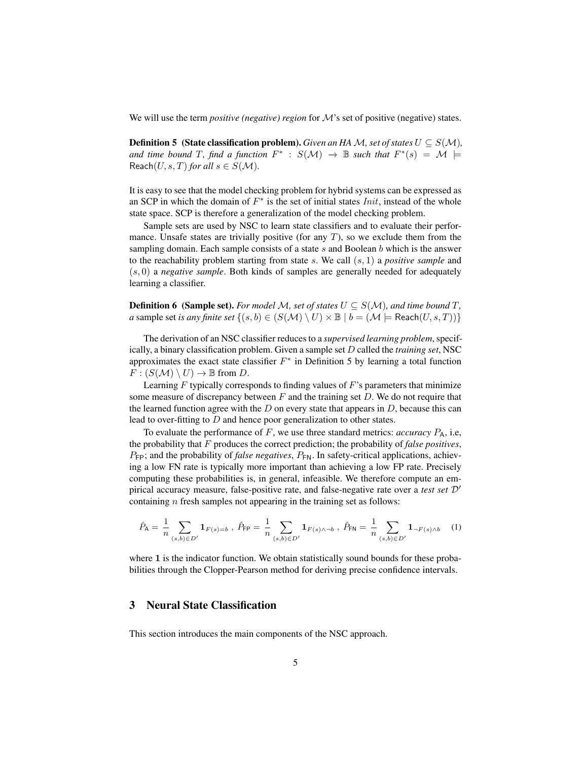We will use the term *positive (negative) region* for $\mathcal{M}$'s set of positive (negative) states.

**Definition 5 (State classification problem).** *Given an HA $\mathcal{M}$, set of states $U \subseteq S(\mathcal{M})$, and time bound $T$, find a function $F^* : S(\mathcal{M}) \to \mathbb{B}$ such that $F^*(s) = \mathcal{M} \models \mathsf{Reach}(U, s, T)$ for all $s \in S(\mathcal{M})$.*

It is easy to see that the model checking problem for hybrid systems can be expressed as an SCP in which the domain of $F^*$ is the set of initial states $Init$, instead of the whole state space. SCP is therefore a generalization of the model checking problem.

Sample sets are used by NSC to learn state classifiers and to evaluate their performance. Unsafe states are trivially positive (for any $T$), so we exclude them from the sampling domain. Each sample consists of a state $s$ and Boolean $b$ which is the answer to the reachability problem starting from state $s$. We call $(s, 1)$ a *positive sample* and $(s, 0)$ a *negative sample*. Both kinds of samples are generally needed for adequately learning a classifier.

**Definition 6 (Sample set).** *For model $\mathcal{M}$, set of states $U \subseteq S(\mathcal{M})$, and time bound $T$, a* sample set *is any finite set $\{(s, b) \in (S(\mathcal{M}) \setminus U) \times \mathbb{B} \mid b = (\mathcal{M} \models \mathsf{Reach}(U, s, T))\}$*

The derivation of an NSC classifier reduces to a *supervised learning problem*, specifically, a binary classification problem. Given a sample set $D$ called the *training set*, NSC approximates the exact state classifier $F^*$ in Definition 5 by learning a total function $F : (S(\mathcal{M}) \setminus U) \to \mathbb{B}$ from $D$.

Learning $F$ typically corresponds to finding values of $F$'s parameters that minimize some measure of discrepancy between $F$ and the training set $D$. We do not require that the learned function agree with the $D$ on every state that appears in $D$, because this can lead to over-fitting to $D$ and hence poor generalization to other states.

To evaluate the performance of $F$, we use three standard metrics: *accuracy* $P_{\mathsf{A}}$, i.e, the probability that $F$ produces the correct prediction; the probability of *false positives*, $P_{\mathsf{FP}}$; and the probability of *false negatives*, $P_{\mathsf{FN}}$. In safety-critical applications, achieving a low FN rate is typically more important than achieving a low FP rate. Precisely computing these probabilities is, in general, infeasible. We therefore compute an empirical accuracy measure, false-positive rate, and false-negative rate over a *test set* $\mathcal{D}'$ containing $n$ fresh samples not appearing in the training set as follows:

$$\hat{P}_{\mathsf{A}} = \frac{1}{n} \sum_{(s,b) \in D'} \mathbf{1}_{F(s)=b} \ , \ \hat{P}_{\mathsf{FP}} = \frac{1}{n} \sum_{(s,b) \in D'} \mathbf{1}_{F(s) \wedge \neg b} \ , \ \hat{P}_{\mathsf{FN}} = \frac{1}{n} \sum_{(s,b) \in D'} \mathbf{1}_{\neg F(s) \wedge b} \quad (1)$$

where $\mathbf{1}$ is the indicator function. We obtain statistically sound bounds for these probabilities through the Clopper-Pearson method for deriving precise confidence intervals.

## 3 Neural State Classification

This section introduces the main components of the NSC approach.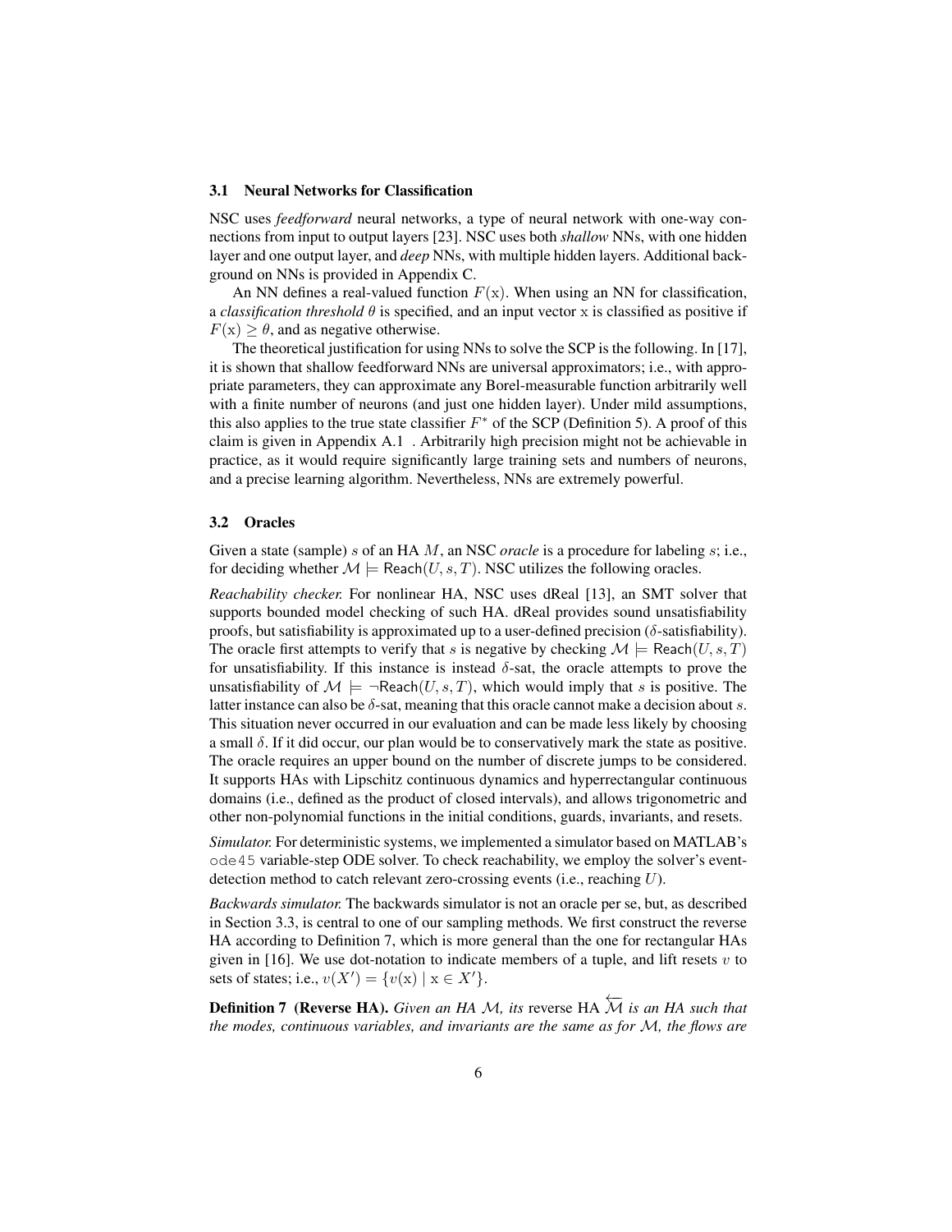### 3.1 Neural Networks for Classification

NSC uses *feedforward* neural networks, a type of neural network with one-way connections from input to output layers [23]. NSC uses both *shallow* NNs, with one hidden layer and one output layer, and *deep* NNs, with multiple hidden layers. Additional background on NNs is provided in Appendix C.

An NN defines a real-valued function $F(\mathrm{x})$. When using an NN for classification, a *classification threshold* $\theta$ is specified, and an input vector x is classified as positive if $F(\mathrm{x}) \geq \theta$, and as negative otherwise.

The theoretical justification for using NNs to solve the SCP is the following. In [17], it is shown that shallow feedforward NNs are universal approximators; i.e., with appropriate parameters, they can approximate any Borel-measurable function arbitrarily well with a finite number of neurons (and just one hidden layer). Under mild assumptions, this also applies to the true state classifier $F^*$ of the SCP (Definition 5). A proof of this claim is given in Appendix A.1 . Arbitrarily high precision might not be achievable in practice, as it would require significantly large training sets and numbers of neurons, and a precise learning algorithm. Nevertheless, NNs are extremely powerful.

### 3.2 Oracles

Given a state (sample) $s$ of an HA $M$, an NSC *oracle* is a procedure for labeling $s$; i.e., for deciding whether $\mathcal{M} \models \mathsf{Reach}(U, s, T)$. NSC utilizes the following oracles.

*Reachability checker.* For nonlinear HA, NSC uses dReal [13], an SMT solver that supports bounded model checking of such HA. dReal provides sound unsatisfiability proofs, but satisfiability is approximated up to a user-defined precision ($\delta$-satisfiability). The oracle first attempts to verify that $s$ is negative by checking $\mathcal{M} \models \mathsf{Reach}(U, s, T)$ for unsatisfiability. If this instance is instead $\delta$-sat, the oracle attempts to prove the unsatisfiability of $\mathcal{M} \models \neg\mathsf{Reach}(U, s, T)$, which would imply that $s$ is positive. The latter instance can also be $\delta$-sat, meaning that this oracle cannot make a decision about $s$. This situation never occurred in our evaluation and can be made less likely by choosing a small $\delta$. If it did occur, our plan would be to conservatively mark the state as positive. The oracle requires an upper bound on the number of discrete jumps to be considered. It supports HAs with Lipschitz continuous dynamics and hyperrectangular continuous domains (i.e., defined as the product of closed intervals), and allows trigonometric and other non-polynomial functions in the initial conditions, guards, invariants, and resets.

*Simulator.* For deterministic systems, we implemented a simulator based on MATLAB's `ode45` variable-step ODE solver. To check reachability, we employ the solver's event-detection method to catch relevant zero-crossing events (i.e., reaching $U$).

*Backwards simulator.* The backwards simulator is not an oracle per se, but, as described in Section 3.3, is central to one of our sampling methods. We first construct the reverse HA according to Definition 7, which is more general than the one for rectangular HAs given in [16]. We use dot-notation to indicate members of a tuple, and lift resets $v$ to sets of states; i.e., $v(X') = \{v(\mathrm{x}) \mid \mathrm{x} \in X'\}$.

**Definition 7 (Reverse HA).** *Given an HA $\mathcal{M}$, its* reverse HA $\overleftarrow{\mathcal{M}}$ *is an HA such that the modes, continuous variables, and invariants are the same as for $\mathcal{M}$, the flows are*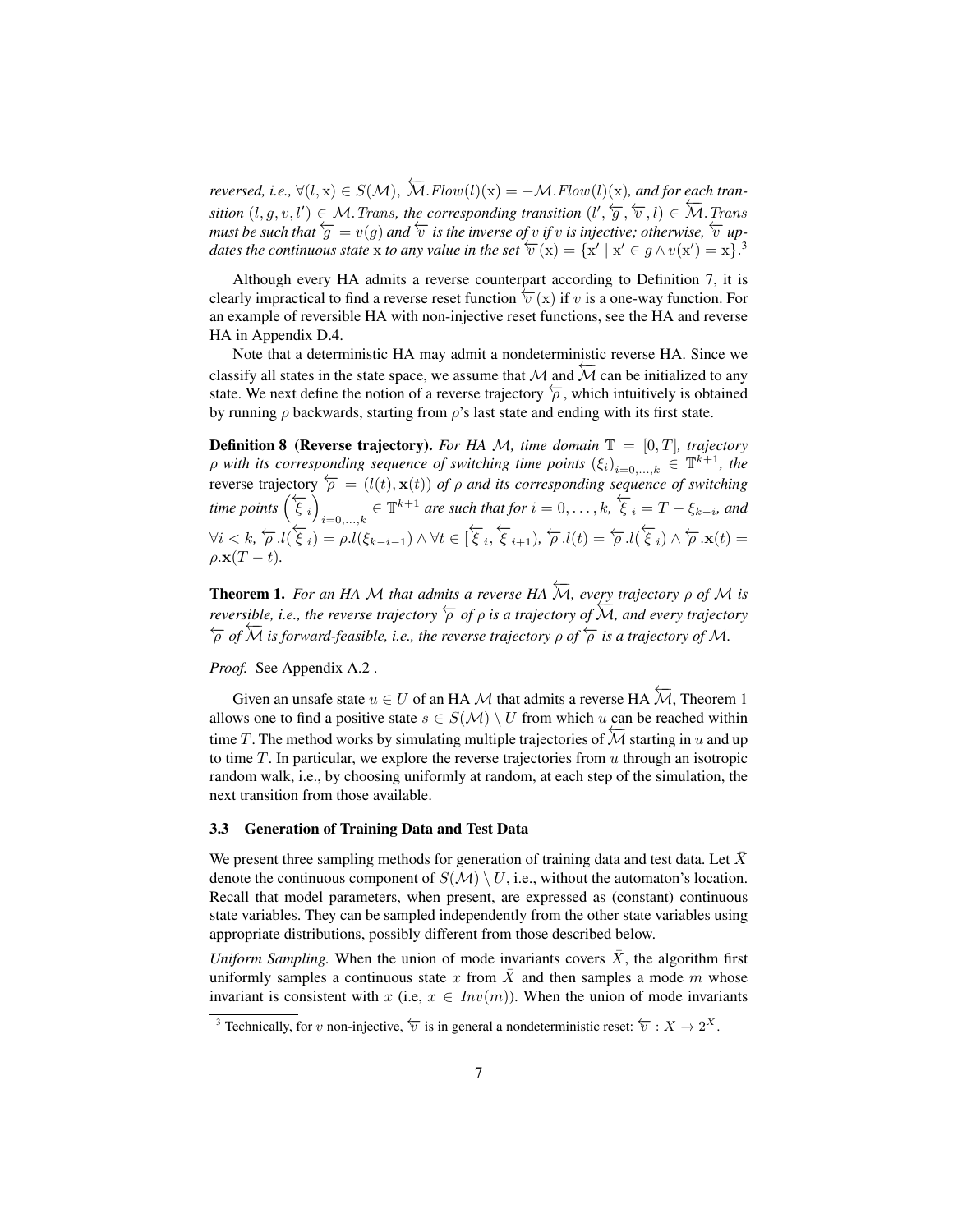*reversed, i.e.,* $\forall (l, \mathrm{x}) \in S(\mathcal{M})$, $\overleftarrow{\mathcal{M}}.Flow(l)(\mathrm{x}) = -\mathcal{M}.Flow(l)(\mathrm{x})$*, and for each transition* $(l, g, v, l') \in \mathcal{M}.Trans$*, the corresponding transition* $(l', \overleftarrow{g}, \overleftarrow{v}, l) \in \overleftarrow{\mathcal{M}}.Trans$ *must be such that* $\overleftarrow{g} = v(g)$ *and* $\overleftarrow{v}$ *is the inverse of* $v$ *if* $v$ *is injective; otherwise,* $\overleftarrow{v}$ *updates the continuous state* $\mathrm{x}$ *to any value in the set* $\overleftarrow{v}(\mathrm{x}) = \{\mathrm{x}' \mid \mathrm{x}' \in g \wedge v(\mathrm{x}') = \mathrm{x}\}$.[3]

Although every HA admits a reverse counterpart according to Definition 7, it is clearly impractical to find a reverse reset function $\overleftarrow{v}(\mathrm{x})$ if $v$ is a one-way function. For an example of reversible HA with non-injective reset functions, see the HA and reverse HA in Appendix D.4.

Note that a deterministic HA may admit a nondeterministic reverse HA. Since we classify all states in the state space, we assume that $\mathcal{M}$ and $\overleftarrow{\mathcal{M}}$ can be initialized to any state. We next define the notion of a reverse trajectory $\overleftarrow{\rho}$, which intuitively is obtained by running $\rho$ backwards, starting from $\rho$'s last state and ending with its first state.

**Definition 8 (Reverse trajectory).** *For HA* $\mathcal{M}$*, time domain* $\mathbb{T} = [0, T]$*, trajectory* $\rho$ *with its corresponding sequence of switching time points* $(\xi_i)_{i=0,\ldots,k} \in \mathbb{T}^{k+1}$*, the* reverse trajectory $\overleftarrow{\rho} = (l(t), \mathbf{x}(t))$ *of* $\rho$ *and its corresponding sequence of switching time points* $\left(\overleftarrow{\xi}_i\right)_{i=0,\ldots,k} \in \mathbb{T}^{k+1}$ *are such that for* $i = 0, \ldots, k$*,* $\overleftarrow{\xi}_i = T - \xi_{k-i}$*, and* $\forall i < k$*,* $\overleftarrow{\rho}.l(\overleftarrow{\xi}_i) = \rho.l(\xi_{k-i-1}) \wedge \forall t \in [\overleftarrow{\xi}_i, \overleftarrow{\xi}_{i+1})$*,* $\overleftarrow{\rho}.l(t) = \overleftarrow{\rho}.l(\overleftarrow{\xi}_i) \wedge \overleftarrow{\rho}.\mathbf{x}(t) = \rho.\mathbf{x}(T-t)$*.*

**Theorem 1.** *For an HA* $\mathcal{M}$ *that admits a reverse HA* $\overleftarrow{\mathcal{M}}$*, every trajectory* $\rho$ *of* $\mathcal{M}$ *is reversible, i.e., the reverse trajectory* $\overleftarrow{\rho}$ *of* $\rho$ *is a trajectory of* $\overleftarrow{\mathcal{M}}$*, and every trajectory* $\overleftarrow{\rho}$ *of* $\overleftarrow{\mathcal{M}}$ *is forward-feasible, i.e., the reverse trajectory* $\rho$ *of* $\overleftarrow{\rho}$ *is a trajectory of* $\mathcal{M}$*.*

*Proof.* See Appendix A.2 .

Given an unsafe state $u \in U$ of an HA $\mathcal{M}$ that admits a reverse HA $\overleftarrow{\mathcal{M}}$, Theorem 1 allows one to find a positive state $s \in S(\mathcal{M}) \setminus U$ from which $u$ can be reached within time $T$. The method works by simulating multiple trajectories of $\overleftarrow{\mathcal{M}}$ starting in $u$ and up to time $T$. In particular, we explore the reverse trajectories from $u$ through an isotropic random walk, i.e., by choosing uniformly at random, at each step of the simulation, the next transition from those available.

### 3.3 Generation of Training Data and Test Data

We present three sampling methods for generation of training data and test data. Let $\bar{X}$ denote the continuous component of $S(\mathcal{M}) \setminus U$, i.e., without the automaton's location. Recall that model parameters, when present, are expressed as (constant) continuous state variables. They can be sampled independently from the other state variables using appropriate distributions, possibly different from those described below.

*Uniform Sampling.* When the union of mode invariants covers $\bar{X}$, the algorithm first uniformly samples a continuous state $x$ from $\bar{X}$ and then samples a mode $m$ whose invariant is consistent with $x$ (i.e, $x \in Inv(m)$). When the union of mode invariants

[3] Technically, for $v$ non-injective, $\overleftarrow{v}$ is in general a nondeterministic reset: $\overleftarrow{v} : X \rightarrow 2^X$.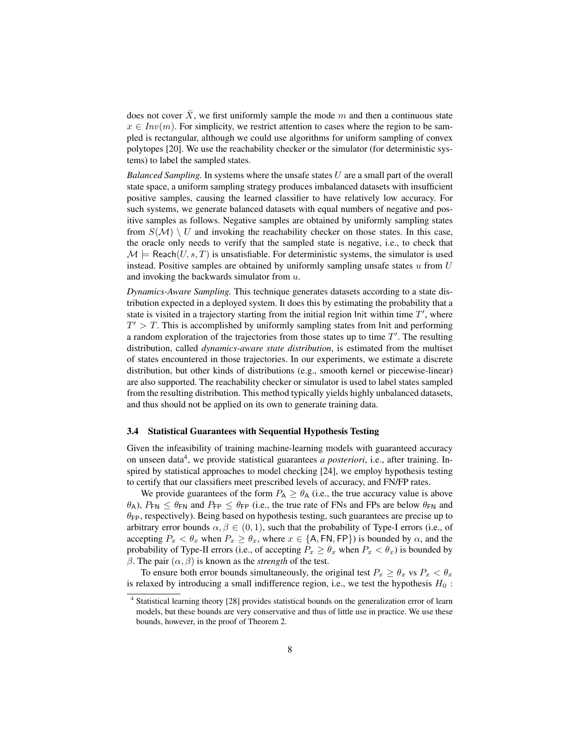does not cover $\bar{X}$, we first uniformly sample the mode $m$ and then a continuous state $x \in Inv(m)$. For simplicity, we restrict attention to cases where the region to be sampled is rectangular, although we could use algorithms for uniform sampling of convex polytopes [20]. We use the reachability checker or the simulator (for deterministic systems) to label the sampled states.

*Balanced Sampling.* In systems where the unsafe states $U$ are a small part of the overall state space, a uniform sampling strategy produces imbalanced datasets with insufficient positive samples, causing the learned classifier to have relatively low accuracy. For such systems, we generate balanced datasets with equal numbers of negative and positive samples as follows. Negative samples are obtained by uniformly sampling states from $S(\mathcal{M}) \setminus U$ and invoking the reachability checker on those states. In this case, the oracle only needs to verify that the sampled state is negative, i.e., to check that $\mathcal{M} \models \mathsf{Reach}(U, s, T)$ is unsatisfiable. For deterministic systems, the simulator is used instead. Positive samples are obtained by uniformly sampling unsafe states $u$ from $U$ and invoking the backwards simulator from $u$.

*Dynamics-Aware Sampling.* This technique generates datasets according to a state distribution expected in a deployed system. It does this by estimating the probability that a state is visited in a trajectory starting from the initial region $\mathsf{Init}$ within time $T'$, where $T' > T$. This is accomplished by uniformly sampling states from $\mathsf{Init}$ and performing a random exploration of the trajectories from those states up to time $T'$. The resulting distribution, called *dynamics-aware state distribution*, is estimated from the multiset of states encountered in those trajectories. In our experiments, we estimate a discrete distribution, but other kinds of distributions (e.g., smooth kernel or piecewise-linear) are also supported. The reachability checker or simulator is used to label states sampled from the resulting distribution. This method typically yields highly unbalanced datasets, and thus should not be applied on its own to generate training data.

### 3.4 Statistical Guarantees with Sequential Hypothesis Testing

Given the infeasibility of training machine-learning models with guaranteed accuracy on unseen data[4], we provide statistical guarantees *a posteriori*, i.e., after training. Inspired by statistical approaches to model checking [24], we employ hypothesis testing to certify that our classifiers meet prescribed levels of accuracy, and FN/FP rates.

We provide guarantees of the form $P_{\mathsf{A}} \geq \theta_{\mathsf{A}}$ (i.e., the true accuracy value is above $\theta_{\mathsf{A}}$), $P_{\mathsf{FN}} \leq \theta_{\mathsf{FN}}$ and $P_{\mathsf{FP}} \leq \theta_{\mathsf{FP}}$ (i.e., the true rate of FNs and FPs are below $\theta_{\mathsf{FN}}$ and $\theta_{\mathsf{FP}}$, respectively). Being based on hypothesis testing, such guarantees are precise up to arbitrary error bounds $\alpha, \beta \in (0, 1)$, such that the probability of Type-I errors (i.e., of accepting $P_x < \theta_x$ when $P_x \geq \theta_x$, where $x \in \{\mathsf{A}, \mathsf{FN}, \mathsf{FP}\}$) is bounded by $\alpha$, and the probability of Type-II errors (i.e., of accepting $P_x \geq \theta_x$ when $P_x < \theta_x$) is bounded by $\beta$. The pair $(\alpha, \beta)$ is known as the *strength* of the test.

To ensure both error bounds simultaneously, the original test $P_x \geq \theta_x$ vs $P_x < \theta_x$ is relaxed by introducing a small indifference region, i.e., we test the hypothesis $H_0$ :

[4] Statistical learning theory [28] provides statistical bounds on the generalization error of learn models, but these bounds are very conservative and thus of little use in practice. We use these bounds, however, in the proof of Theorem 2.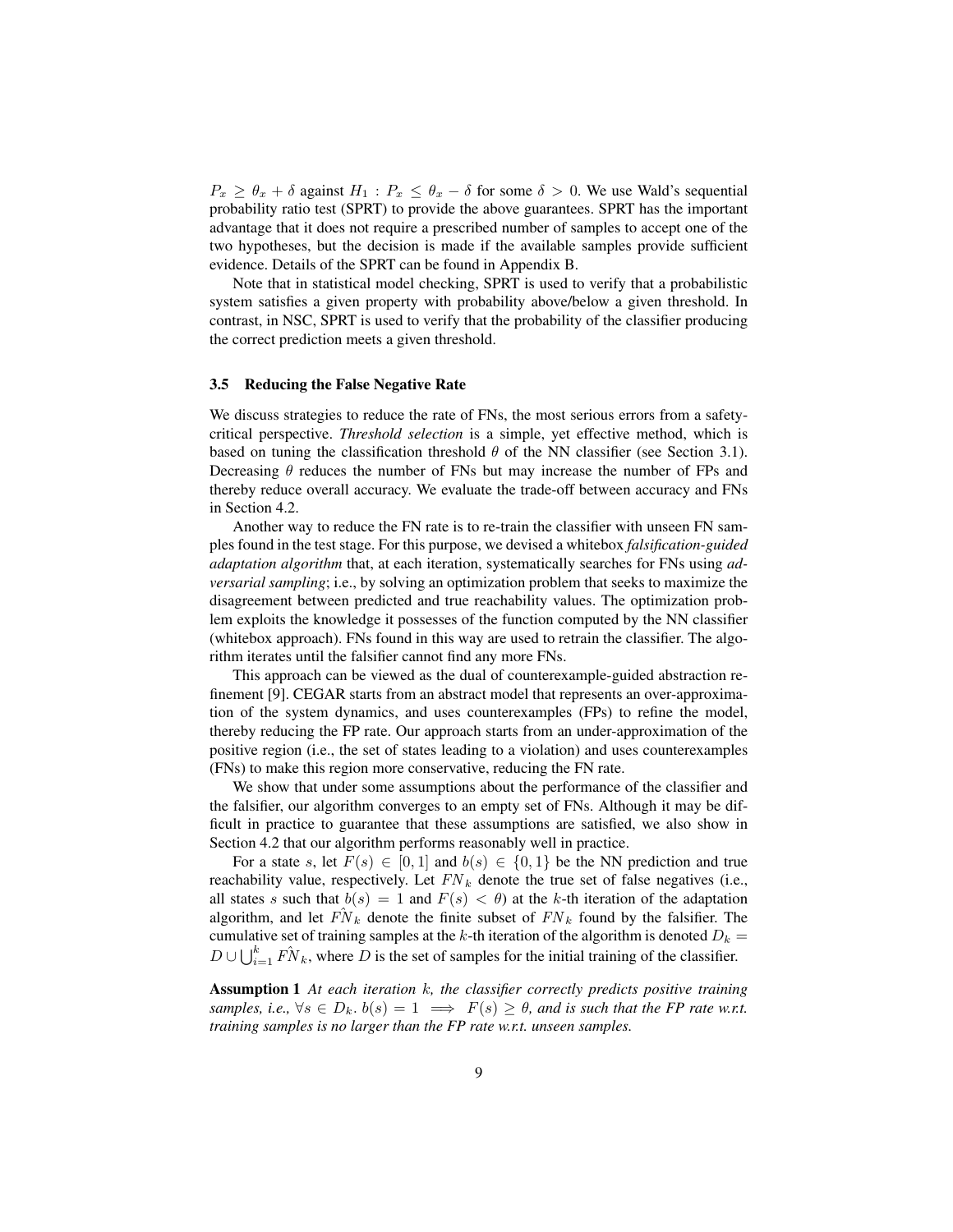$P_x \geq \theta_x + \delta$ against $H_1 : P_x \leq \theta_x - \delta$ for some $\delta > 0$. We use Wald's sequential probability ratio test (SPRT) to provide the above guarantees. SPRT has the important advantage that it does not require a prescribed number of samples to accept one of the two hypotheses, but the decision is made if the available samples provide sufficient evidence. Details of the SPRT can be found in Appendix B.

Note that in statistical model checking, SPRT is used to verify that a probabilistic system satisfies a given property with probability above/below a given threshold. In contrast, in NSC, SPRT is used to verify that the probability of the classifier producing the correct prediction meets a given threshold.

### 3.5 Reducing the False Negative Rate

We discuss strategies to reduce the rate of FNs, the most serious errors from a safety-critical perspective. *Threshold selection* is a simple, yet effective method, which is based on tuning the classification threshold $\theta$ of the NN classifier (see Section 3.1). Decreasing $\theta$ reduces the number of FNs but may increase the number of FPs and thereby reduce overall accuracy. We evaluate the trade-off between accuracy and FNs in Section 4.2.

Another way to reduce the FN rate is to re-train the classifier with unseen FN samples found in the test stage. For this purpose, we devised a whitebox *falsification-guided adaptation algorithm* that, at each iteration, systematically searches for FNs using *adversarial sampling*; i.e., by solving an optimization problem that seeks to maximize the disagreement between predicted and true reachability values. The optimization problem exploits the knowledge it possesses of the function computed by the NN classifier (whitebox approach). FNs found in this way are used to retrain the classifier. The algorithm iterates until the falsifier cannot find any more FNs.

This approach can be viewed as the dual of counterexample-guided abstraction refinement [9]. CEGAR starts from an abstract model that represents an over-approximation of the system dynamics, and uses counterexamples (FPs) to refine the model, thereby reducing the FP rate. Our approach starts from an under-approximation of the positive region (i.e., the set of states leading to a violation) and uses counterexamples (FNs) to make this region more conservative, reducing the FN rate.

We show that under some assumptions about the performance of the classifier and the falsifier, our algorithm converges to an empty set of FNs. Although it may be difficult in practice to guarantee that these assumptions are satisfied, we also show in Section 4.2 that our algorithm performs reasonably well in practice.

For a state $s$, let $F(s) \in [0, 1]$ and $b(s) \in \{0, 1\}$ be the NN prediction and true reachability value, respectively. Let $FN_k$ denote the true set of false negatives (i.e., all states $s$ such that $b(s) = 1$ and $F(s) < \theta$) at the $k$-th iteration of the adaptation algorithm, and let $\hat{FN}_k$ denote the finite subset of $FN_k$ found by the falsifier. The cumulative set of training samples at the $k$-th iteration of the algorithm is denoted $D_k = D \cup \bigcup_{i=1}^{k} \hat{FN}_k$, where $D$ is the set of samples for the initial training of the classifier.

**Assumption 1** *At each iteration $k$, the classifier correctly predicts positive training samples, i.e., $\forall s \in D_k.\, b(s) = 1 \implies F(s) \geq \theta$, and is such that the FP rate w.r.t. training samples is no larger than the FP rate w.r.t. unseen samples.*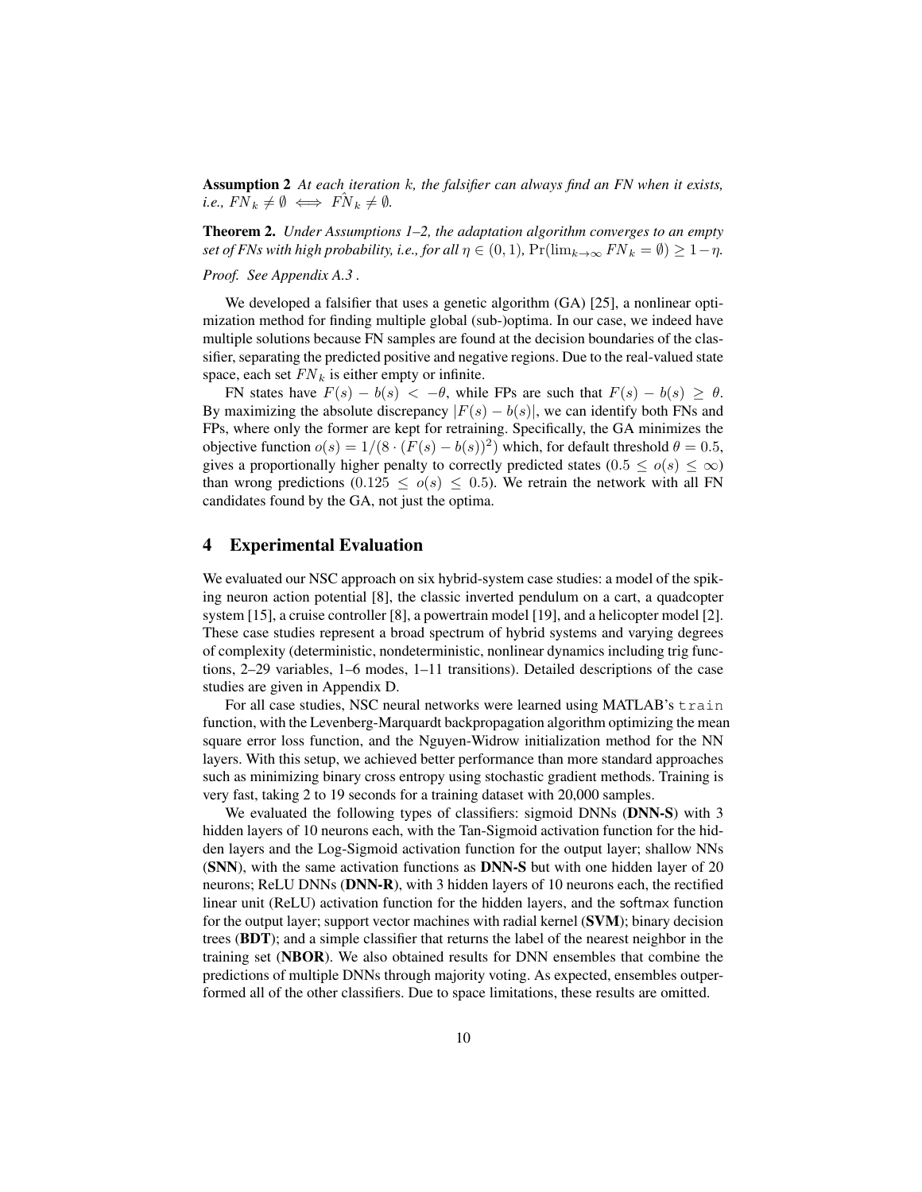**Assumption 2** *At each iteration $k$, the falsifier can always find an FN when it exists, i.e., $FN_k \neq \emptyset \iff \hat{FN}_k \neq \emptyset$.*

**Theorem 2.** *Under Assumptions 1–2, the adaptation algorithm converges to an empty set of FNs with high probability, i.e., for all $\eta \in (0,1)$, $\Pr(\lim_{k\to\infty} FN_k = \emptyset) \geq 1-\eta$.*

*Proof.* *See Appendix A.3 .*

We developed a falsifier that uses a genetic algorithm (GA) [25], a nonlinear optimization method for finding multiple global (sub-)optima. In our case, we indeed have multiple solutions because FN samples are found at the decision boundaries of the classifier, separating the predicted positive and negative regions. Due to the real-valued state space, each set $FN_k$ is either empty or infinite.

FN states have $F(s) - b(s) < -\theta$, while FPs are such that $F(s) - b(s) \geq \theta$. By maximizing the absolute discrepancy $|F(s) - b(s)|$, we can identify both FNs and FPs, where only the former are kept for retraining. Specifically, the GA minimizes the objective function $o(s) = 1/(8 \cdot (F(s) - b(s))^2)$ which, for default threshold $\theta = 0.5$, gives a proportionally higher penalty to correctly predicted states ($0.5 \leq o(s) \leq \infty$) than wrong predictions ($0.125 \leq o(s) \leq 0.5$). We retrain the network with all FN candidates found by the GA, not just the optima.

## 4 Experimental Evaluation

We evaluated our NSC approach on six hybrid-system case studies: a model of the spiking neuron action potential [8], the classic inverted pendulum on a cart, a quadcopter system [15], a cruise controller [8], a powertrain model [19], and a helicopter model [2]. These case studies represent a broad spectrum of hybrid systems and varying degrees of complexity (deterministic, nondeterministic, nonlinear dynamics including trig functions, 2–29 variables, 1–6 modes, 1–11 transitions). Detailed descriptions of the case studies are given in Appendix D.

For all case studies, NSC neural networks were learned using MATLAB's `train` function, with the Levenberg-Marquardt backpropagation algorithm optimizing the mean square error loss function, and the Nguyen-Widrow initialization method for the NN layers. With this setup, we achieved better performance than more standard approaches such as minimizing binary cross entropy using stochastic gradient methods. Training is very fast, taking 2 to 19 seconds for a training dataset with 20,000 samples.

We evaluated the following types of classifiers: sigmoid DNNs (**DNN-S**) with 3 hidden layers of 10 neurons each, with the Tan-Sigmoid activation function for the hidden layers and the Log-Sigmoid activation function for the output layer; shallow NNs (**SNN**), with the same activation functions as **DNN-S** but with one hidden layer of 20 neurons; ReLU DNNs (**DNN-R**), with 3 hidden layers of 10 neurons each, the rectified linear unit (ReLU) activation function for the hidden layers, and the softmax function for the output layer; support vector machines with radial kernel (**SVM**); binary decision trees (**BDT**); and a simple classifier that returns the label of the nearest neighbor in the training set (**NBOR**). We also obtained results for DNN ensembles that combine the predictions of multiple DNNs through majority voting. As expected, ensembles outperformed all of the other classifiers. Due to space limitations, these results are omitted.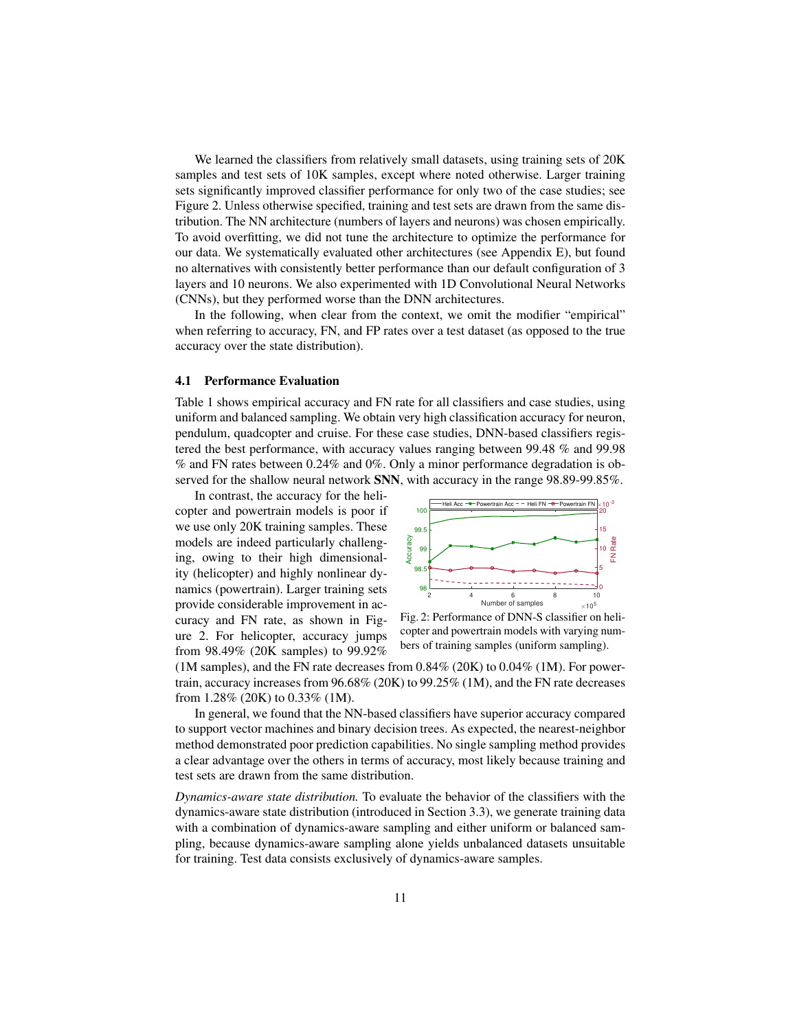We learned the classifiers from relatively small datasets, using training sets of 20K samples and test sets of 10K samples, except where noted otherwise. Larger training sets significantly improved classifier performance for only two of the case studies; see Figure 2. Unless otherwise specified, training and test sets are drawn from the same distribution. The NN architecture (numbers of layers and neurons) was chosen empirically. To avoid overfitting, we did not tune the architecture to optimize the performance for our data. We systematically evaluated other architectures (see Appendix E), but found no alternatives with consistently better performance than our default configuration of 3 layers and 10 neurons. We also experimented with 1D Convolutional Neural Networks (CNNs), but they performed worse than the DNN architectures.

In the following, when clear from the context, we omit the modifier "empirical" when referring to accuracy, FN, and FP rates over a test dataset (as opposed to the true accuracy over the state distribution).

### 4.1 Performance Evaluation

Table 1 shows empirical accuracy and FN rate for all classifiers and case studies, using uniform and balanced sampling. We obtain very high classification accuracy for neuron, pendulum, quadcopter and cruise. For these case studies, DNN-based classifiers registered the best performance, with accuracy values ranging between 99.48 % and 99.98 % and FN rates between 0.24% and 0%. Only a minor performance degradation is observed for the shallow neural network **SNN**, with accuracy in the range 98.89-99.85%.

In contrast, the accuracy for the helicopter and powertrain models is poor if we use only 20K training samples. These models are indeed particularly challenging, owing to their high dimensionality (helicopter) and highly nonlinear dynamics (powertrain). Larger training sets provide considerable improvement in accuracy and FN rate, as shown in Figure 2. For helicopter, accuracy jumps from 98.49% (20K samples) to 99.92% (1M samples), and the FN rate decreases from 0.84% (20K) to 0.04% (1M). For powertrain, accuracy increases from 96.68% (20K) to 99.25% (1M), and the FN rate decreases from 1.28% (20K) to 0.33% (1M).

Fig. 2: Performance of DNN-S classifier on helicopter and powertrain models with varying numbers of training samples (uniform sampling).

In general, we found that the NN-based classifiers have superior accuracy compared to support vector machines and binary decision trees. As expected, the nearest-neighbor method demonstrated poor prediction capabilities. No single sampling method provides a clear advantage over the others in terms of accuracy, most likely because training and test sets are drawn from the same distribution.

*Dynamics-aware state distribution.* To evaluate the behavior of the classifiers with the dynamics-aware state distribution (introduced in Section 3.3), we generate training data with a combination of dynamics-aware sampling and either uniform or balanced sampling, because dynamics-aware sampling alone yields unbalanced datasets unsuitable for training. Test data consists exclusively of dynamics-aware samples.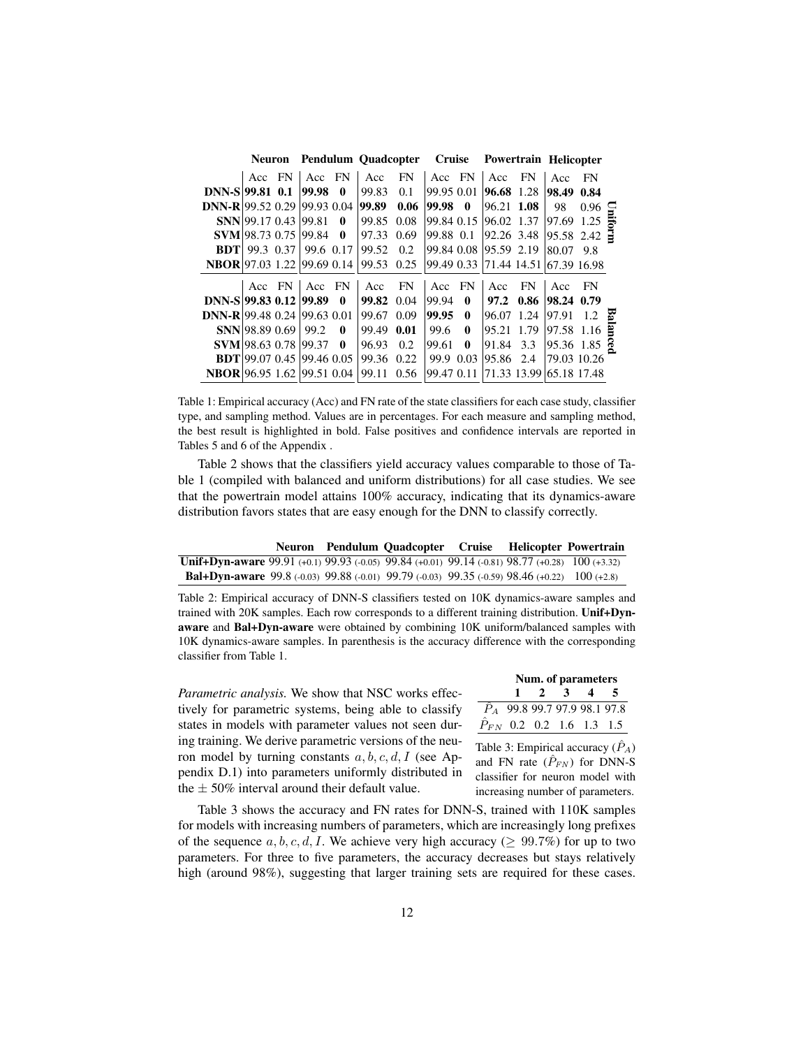| | Neuron | | Pendulum | | Quadcopter | | Cruise | | Powertrain | | Helicopter | | |
|---|---|---|---|---|---|---|---|---|---|---|---|---|---|
| | Acc | FN | Acc | FN | Acc | FN | Acc | FN | Acc | FN | Acc | FN | |
| **DNN-S** | **99.81** | **0.1** | **99.98** | **0** | 99.83 | 0.1 | 99.95 | 0.01 | **96.68** | 1.28 | **98.49** | **0.84** | Uniform |
| **DNN-R** | 99.52 | 0.29 | 99.93 | 0.04 | **99.89** | **0.06** | **99.98** | **0** | 96.21 | **1.08** | 98 | 0.96 | |
| **SNN** | 99.17 | 0.43 | 99.81 | **0** | 99.85 | 0.08 | 99.84 | 0.15 | 96.02 | 1.37 | 97.69 | 1.25 | |
| **SVM** | 98.73 | 0.75 | 99.84 | **0** | 97.33 | 0.69 | 99.88 | 0.1 | 92.26 | 3.48 | 95.58 | 2.42 | |
| **BDT** | 99.3 | 0.37 | 99.6 | 0.17 | 99.52 | 0.2 | 99.84 | 0.08 | 95.59 | 2.19 | 80.07 | 9.8 | |
| **NBOR** | 97.03 | 1.22 | 99.69 | 0.14 | 99.53 | 0.25 | 99.49 | 0.33 | 71.44 | 14.51 | 67.39 | 16.98 | |
| | Acc | FN | Acc | FN | Acc | FN | Acc | FN | Acc | FN | Acc | FN | |
| **DNN-S** | **99.83** | **0.12** | **99.89** | **0** | **99.82** | 0.04 | 99.94 | **0** | **97.2** | **0.86** | **98.24** | **0.79** | Balanced |
| **DNN-R** | 99.48 | 0.24 | 99.63 | 0.01 | 99.67 | 0.09 | **99.95** | **0** | 96.07 | 1.24 | 97.91 | 1.2 | |
| **SNN** | 98.89 | 0.69 | 99.2 | **0** | 99.49 | **0.01** | 99.6 | **0** | 95.21 | 1.79 | 97.58 | 1.16 | |
| **SVM** | 98.63 | 0.78 | 99.37 | **0** | 96.93 | 0.2 | 99.61 | **0** | 91.84 | 3.3 | 95.36 | 1.85 | |
| **BDT** | 99.07 | 0.45 | 99.46 | 0.05 | 99.36 | 0.22 | 99.9 | 0.03 | 95.86 | 2.4 | 79.03 | 10.26 | |
| **NBOR** | 96.95 | 1.62 | 99.51 | 0.04 | 99.11 | 0.56 | 99.47 | 0.11 | 71.33 | 13.99 | 65.18 | 17.48 | |

Table 1: Empirical accuracy (Acc) and FN rate of the state classifiers for each case study, classifier type, and sampling method. Values are in percentages. For each measure and sampling method, the best result is highlighted in bold. False positives and confidence intervals are reported in Tables 5 and 6 of the Appendix .

Table 2 shows that the classifiers yield accuracy values comparable to those of Table 1 (compiled with balanced and uniform distributions) for all case studies. We see that the powertrain model attains 100% accuracy, indicating that its dynamics-aware distribution favors states that are easy enough for the DNN to classify correctly.

| | Neuron | Pendulum | Quadcopter | Cruise | Helicopter | Powertrain |
|---|---|---|---|---|---|---|
| **Unif+Dyn-aware** | 99.91 (+0.1) | 99.93 (-0.05) | 99.84 (+0.01) | 99.14 (-0.81) | 98.77 (+0.28) | 100 (+3.32) |
| **Bal+Dyn-aware** | 99.8 (-0.03) | 99.88 (-0.01) | 99.79 (-0.03) | 99.35 (-0.59) | 98.46 (+0.22) | 100 (+2.8) |

Table 2: Empirical accuracy of DNN-S classifiers tested on 10K dynamics-aware samples and trained with 20K samples. Each row corresponds to a different training distribution. **Unif+Dyn-aware** and **Bal+Dyn-aware** were obtained by combining 10K uniform/balanced samples with 10K dynamics-aware samples. In parenthesis is the accuracy difference with the corresponding classifier from Table 1.

*Parametric analysis.* We show that NSC works effectively for parametric systems, being able to classify states in models with parameter values not seen during training. We derive parametric versions of the neuron model by turning constants $a, b, c, d, I$ (see Appendix D.1) into parameters uniformly distributed in the $\pm$ 50% interval around their default value.

| | Num. of parameters | | | | |
|---|---|---|---|---|---|
| | 1 | 2 | 3 | 4 | 5 |
| $\hat{P}_A$ | 99.8 | 99.7 | 97.9 | 98.1 | 97.8 |
| $\hat{P}_{FN}$ | 0.2 | 0.2 | 1.6 | 1.3 | 1.5 |

Table 3: Empirical accuracy ($\hat{P}_A$) and FN rate ($\hat{P}_{FN}$) for DNN-S classifier for neuron model with increasing number of parameters.

Table 3 shows the accuracy and FN rates for DNN-S, trained with 110K samples for models with increasing numbers of parameters, which are increasingly long prefixes of the sequence $a, b, c, d, I$. We achieve very high accuracy ($\geq$ 99.7%) for up to two parameters. For three to five parameters, the accuracy decreases but stays relatively high (around 98%), suggesting that larger training sets are required for these cases.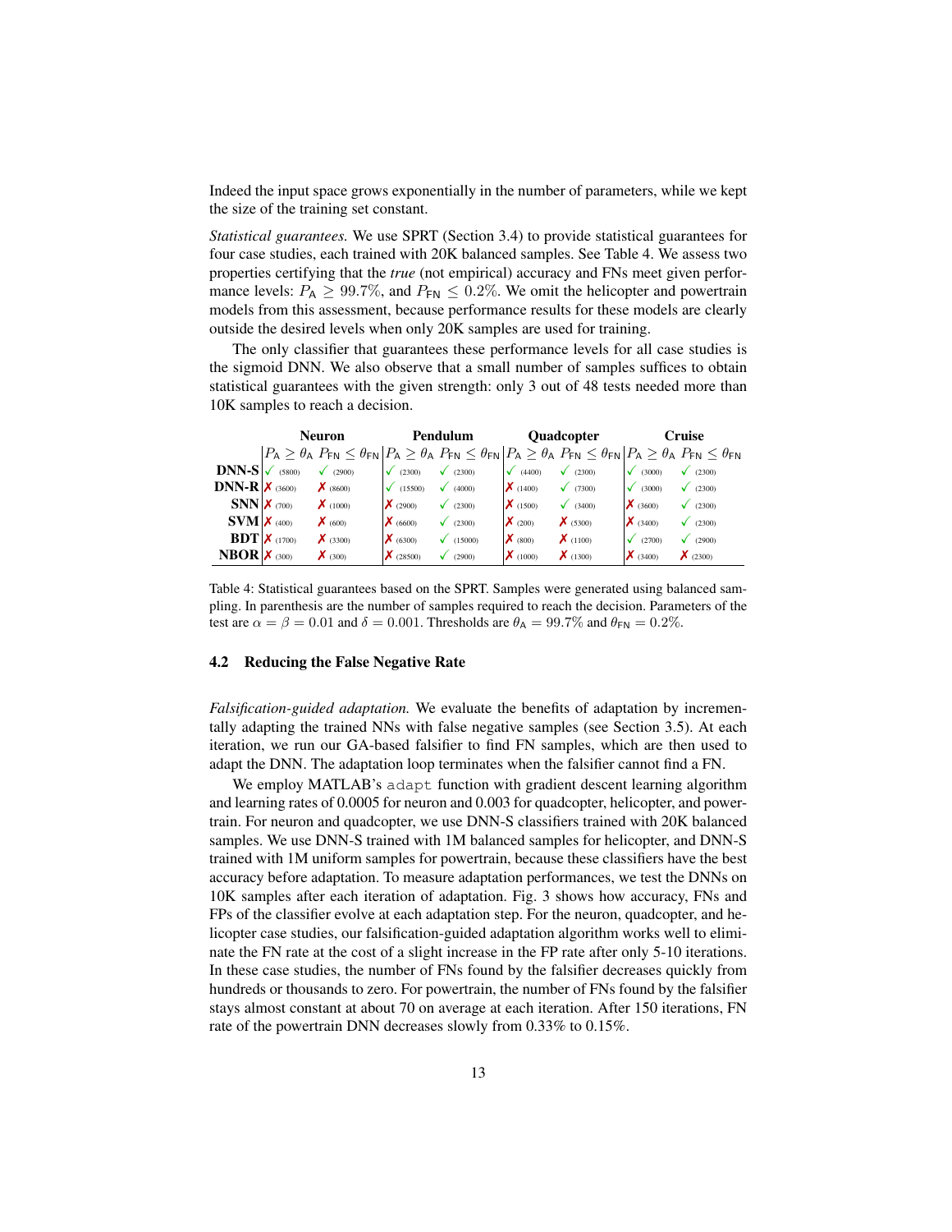Indeed the input space grows exponentially in the number of parameters, while we kept the size of the training set constant.

*Statistical guarantees.* We use SPRT (Section 3.4) to provide statistical guarantees for four case studies, each trained with 20K balanced samples. See Table 4. We assess two properties certifying that the *true* (not empirical) accuracy and FNs meet given performance levels: $P_{\mathsf{A}} \geq 99.7\%$, and $P_{\mathsf{FN}} \leq 0.2\%$. We omit the helicopter and powertrain models from this assessment, because performance results for these models are clearly outside the desired levels when only 20K samples are used for training.

The only classifier that guarantees these performance levels for all case studies is the sigmoid DNN. We also observe that a small number of samples suffices to obtain statistical guarantees with the given strength: only 3 out of 48 tests needed more than 10K samples to reach a decision.

| | Neuron | | Pendulum | | Quadcopter | | Cruise | |
|---|---|---|---|---|---|---|---|---|
| | $P_{\mathsf{A}} \geq \theta_{\mathsf{A}}$ | $P_{\mathsf{FN}} \leq \theta_{\mathsf{FN}}$ | $P_{\mathsf{A}} \geq \theta_{\mathsf{A}}$ | $P_{\mathsf{FN}} \leq \theta_{\mathsf{FN}}$ | $P_{\mathsf{A}} \geq \theta_{\mathsf{A}}$ | $P_{\mathsf{FN}} \leq \theta_{\mathsf{FN}}$ | $P_{\mathsf{A}} \geq \theta_{\mathsf{A}}$ | $P_{\mathsf{FN}} \leq \theta_{\mathsf{FN}}$ |
| **DNN-S** | ✓ (5800) | ✓ (2900) | ✓ (2300) | ✓ (2300) | ✓ (4400) | ✓ (2300) | ✓ (3000) | ✓ (2300) |
| **DNN-R** | ✗ (3600) | ✗ (8600) | ✓ (15500) | ✓ (4000) | ✗ (1400) | ✓ (7300) | ✓ (3000) | ✓ (2300) |
| **SNN** | ✗ (700) | ✗ (1000) | ✗ (2900) | ✓ (2300) | ✗ (1500) | ✓ (3400) | ✗ (3600) | ✓ (2300) |
| **SVM** | ✗ (400) | ✗ (600) | ✗ (6600) | ✓ (2300) | ✗ (200) | ✗ (5300) | ✗ (3400) | ✓ (2300) |
| **BDT** | ✗ (1700) | ✗ (3300) | ✗ (6300) | ✓ (15000) | ✗ (800) | ✗ (1100) | ✓ (2700) | ✓ (2900) |
| **NBOR** | ✗ (300) | ✗ (300) | ✗ (28500) | ✓ (2900) | ✗ (1000) | ✗ (1300) | ✗ (3400) | ✗ (2300) |

Table 4: Statistical guarantees based on the SPRT. Samples were generated using balanced sampling. In parenthesis are the number of samples required to reach the decision. Parameters of the test are $\alpha = \beta = 0.01$ and $\delta = 0.001$. Thresholds are $\theta_{\mathsf{A}} = 99.7\%$ and $\theta_{\mathsf{FN}} = 0.2\%$.

### 4.2 Reducing the False Negative Rate

*Falsification-guided adaptation.* We evaluate the benefits of adaptation by incrementally adapting the trained NNs with false negative samples (see Section 3.5). At each iteration, we run our GA-based falsifier to find FN samples, which are then used to adapt the DNN. The adaptation loop terminates when the falsifier cannot find a FN.

We employ MATLAB's `adapt` function with gradient descent learning algorithm and learning rates of 0.0005 for neuron and 0.003 for quadcopter, helicopter, and powertrain. For neuron and quadcopter, we use DNN-S classifiers trained with 20K balanced samples. We use DNN-S trained with 1M balanced samples for helicopter, and DNN-S trained with 1M uniform samples for powertrain, because these classifiers have the best accuracy before adaptation. To measure adaptation performances, we test the DNNs on 10K samples after each iteration of adaptation. Fig. 3 shows how accuracy, FNs and FPs of the classifier evolve at each adaptation step. For the neuron, quadcopter, and helicopter case studies, our falsification-guided adaptation algorithm works well to eliminate the FN rate at the cost of a slight increase in the FP rate after only 5-10 iterations. In these case studies, the number of FNs found by the falsifier decreases quickly from hundreds or thousands to zero. For powertrain, the number of FNs found by the falsifier stays almost constant at about 70 on average at each iteration. After 150 iterations, FN rate of the powertrain DNN decreases slowly from 0.33% to 0.15%.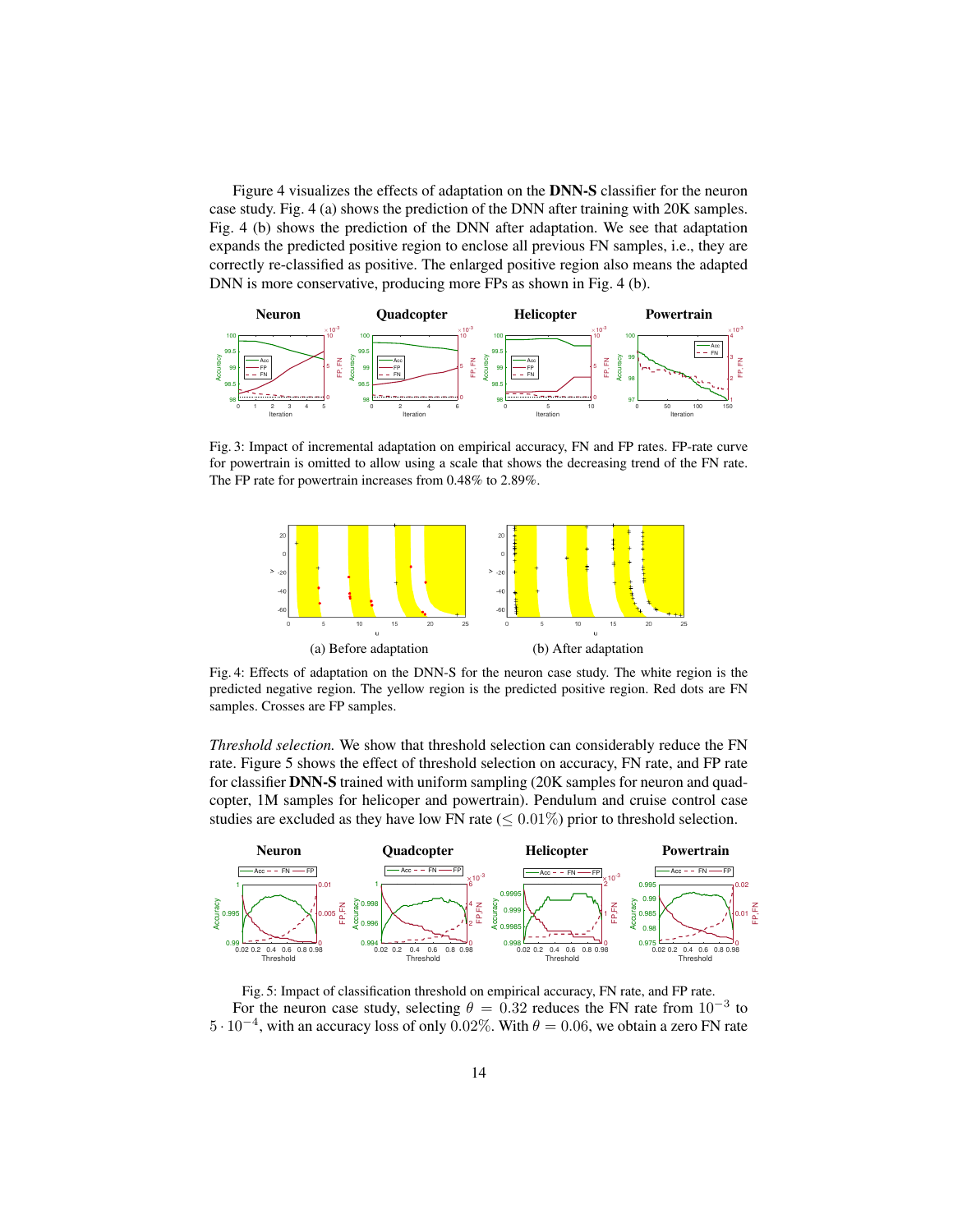Figure 4 visualizes the effects of adaptation on the **DNN-S** classifier for the neuron case study. Fig. 4 (a) shows the prediction of the DNN after training with 20K samples. Fig. 4 (b) shows the prediction of the DNN after adaptation. We see that adaptation expands the predicted positive region to enclose all previous FN samples, i.e., they are correctly re-classified as positive. The enlarged positive region also means the adapted DNN is more conservative, producing more FPs as shown in Fig. 4 (b).

Fig. 3: Impact of incremental adaptation on empirical accuracy, FN and FP rates. FP-rate curve for powertrain is omitted to allow using a scale that shows the decreasing trend of the FN rate. The FP rate for powertrain increases from 0.48% to 2.89%.

(a) Before adaptation (b) After adaptation

Fig. 4: Effects of adaptation on the DNN-S for the neuron case study. The white region is the predicted negative region. The yellow region is the predicted positive region. Red dots are FN samples. Crosses are FP samples.

*Threshold selection.* We show that threshold selection can considerably reduce the FN rate. Figure 5 shows the effect of threshold selection on accuracy, FN rate, and FP rate for classifier **DNN-S** trained with uniform sampling (20K samples for neuron and quadcopter, 1M samples for helicoper and powertrain). Pendulum and cruise control case studies are excluded as they have low FN rate ($\leq 0.01\%$) prior to threshold selection.

Fig. 5: Impact of classification threshold on empirical accuracy, FN rate, and FP rate.

For the neuron case study, selecting $\theta = 0.32$ reduces the FN rate from $10^{-3}$ to $5 \cdot 10^{-4}$, with an accuracy loss of only $0.02\%$. With $\theta = 0.06$, we obtain a zero FN rate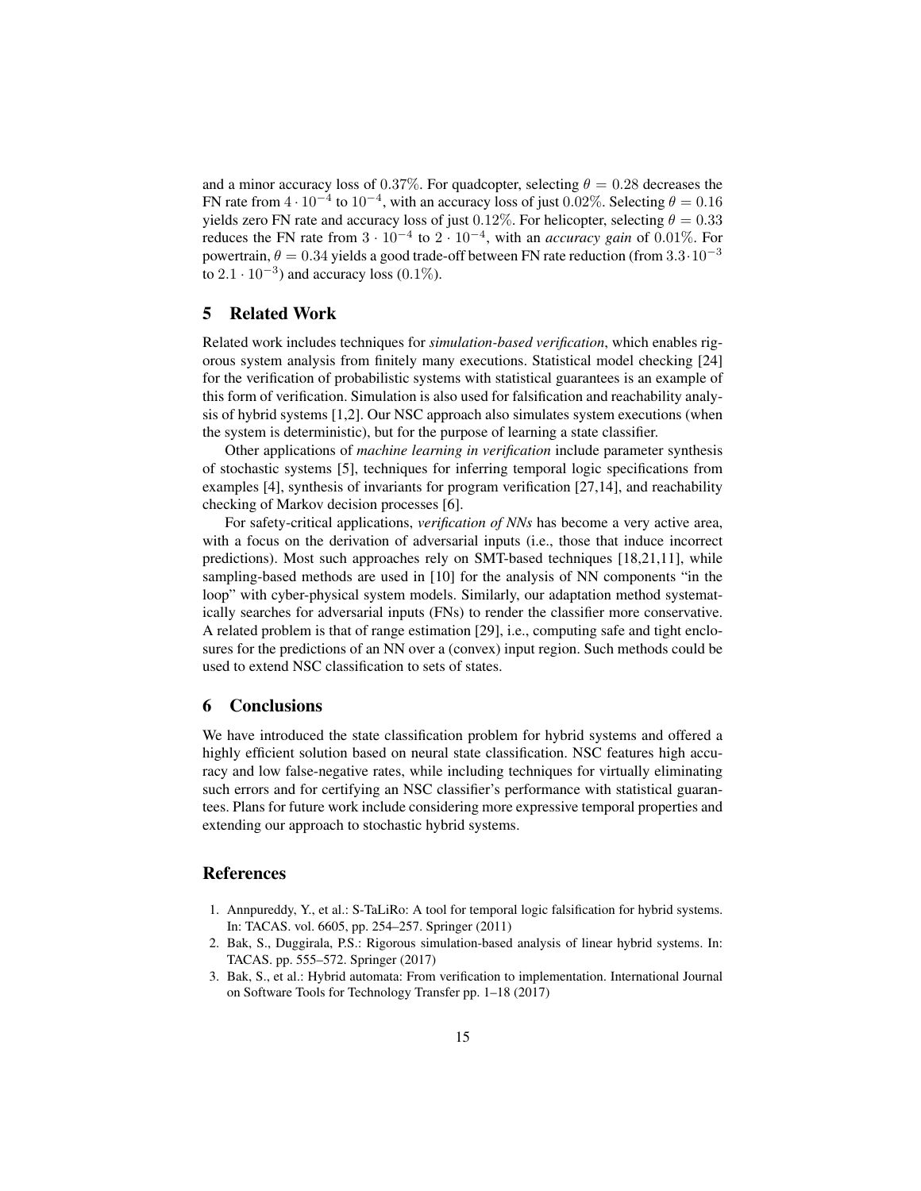and a minor accuracy loss of $0.37\%$. For quadcopter, selecting $\theta = 0.28$ decreases the FN rate from $4 \cdot 10^{-4}$ to $10^{-4}$, with an accuracy loss of just $0.02\%$. Selecting $\theta = 0.16$ yields zero FN rate and accuracy loss of just $0.12\%$. For helicopter, selecting $\theta = 0.33$ reduces the FN rate from $3 \cdot 10^{-4}$ to $2 \cdot 10^{-4}$, with an *accuracy gain* of $0.01\%$. For powertrain, $\theta = 0.34$ yields a good trade-off between FN rate reduction (from $3.3 \cdot 10^{-3}$ to $2.1 \cdot 10^{-3}$) and accuracy loss ($0.1\%$).

## 5 Related Work

Related work includes techniques for *simulation-based verification*, which enables rigorous system analysis from finitely many executions. Statistical model checking [24] for the verification of probabilistic systems with statistical guarantees is an example of this form of verification. Simulation is also used for falsification and reachability analysis of hybrid systems [1,2]. Our NSC approach also simulates system executions (when the system is deterministic), but for the purpose of learning a state classifier.

Other applications of *machine learning in verification* include parameter synthesis of stochastic systems [5], techniques for inferring temporal logic specifications from examples [4], synthesis of invariants for program verification [27,14], and reachability checking of Markov decision processes [6].

For safety-critical applications, *verification of NNs* has become a very active area, with a focus on the derivation of adversarial inputs (i.e., those that induce incorrect predictions). Most such approaches rely on SMT-based techniques [18,21,11], while sampling-based methods are used in [10] for the analysis of NN components "in the loop" with cyber-physical system models. Similarly, our adaptation method systematically searches for adversarial inputs (FNs) to render the classifier more conservative. A related problem is that of range estimation [29], i.e., computing safe and tight enclosures for the predictions of an NN over a (convex) input region. Such methods could be used to extend NSC classification to sets of states.

## 6 Conclusions

We have introduced the state classification problem for hybrid systems and offered a highly efficient solution based on neural state classification. NSC features high accuracy and low false-negative rates, while including techniques for virtually eliminating such errors and for certifying an NSC classifier's performance with statistical guarantees. Plans for future work include considering more expressive temporal properties and extending our approach to stochastic hybrid systems.

## References

1. Annpureddy, Y., et al.: S-TaLiRo: A tool for temporal logic falsification for hybrid systems. In: TACAS. vol. 6605, pp. 254–257. Springer (2011)
2. Bak, S., Duggirala, P.S.: Rigorous simulation-based analysis of linear hybrid systems. In: TACAS. pp. 555–572. Springer (2017)
3. Bak, S., et al.: Hybrid automata: From verification to implementation. International Journal on Software Tools for Technology Transfer pp. 1–18 (2017)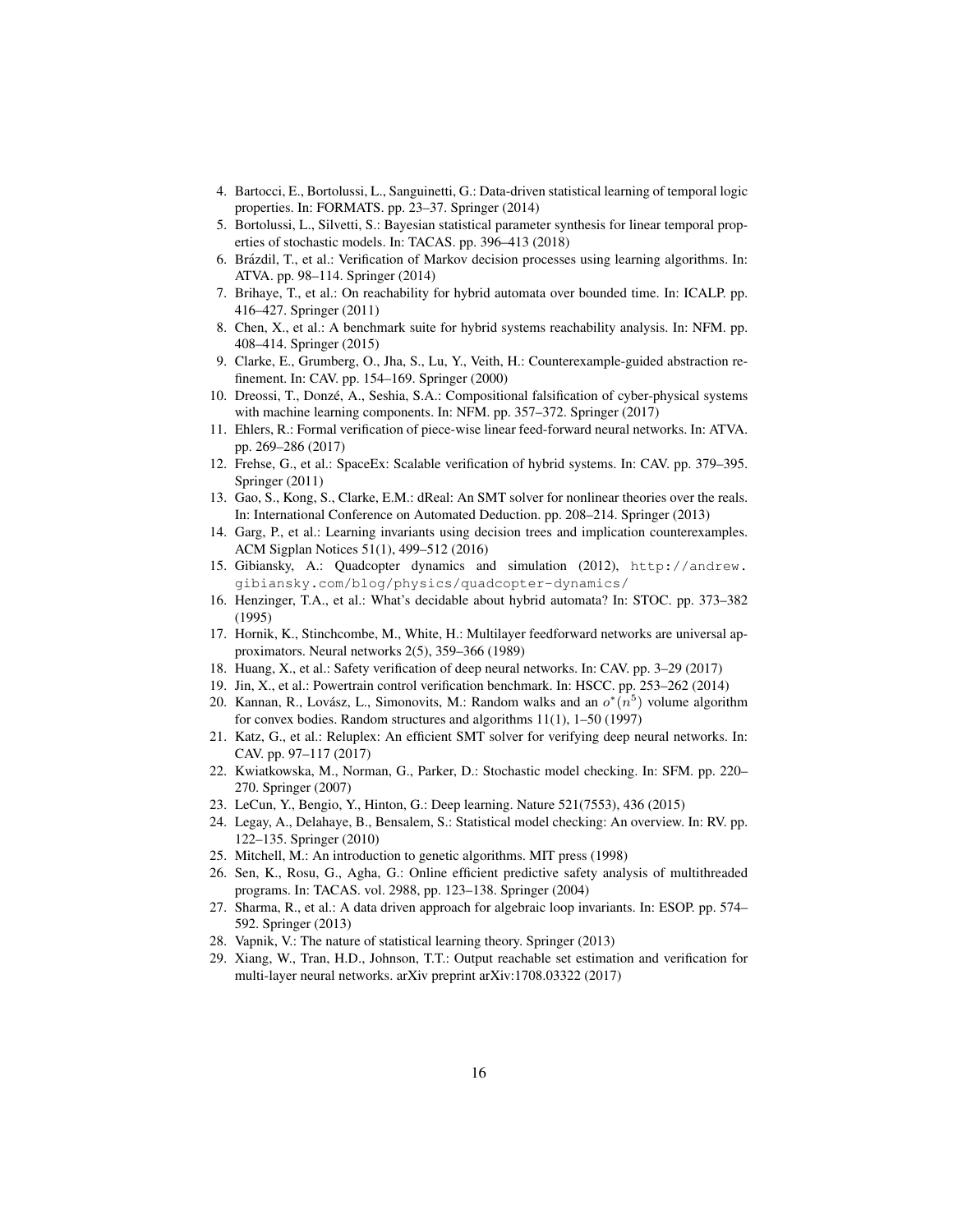4. Bartocci, E., Bortolussi, L., Sanguinetti, G.: Data-driven statistical learning of temporal logic properties. In: FORMATS. pp. 23–37. Springer (2014)
5. Bortolussi, L., Silvetti, S.: Bayesian statistical parameter synthesis for linear temporal properties of stochastic models. In: TACAS. pp. 396–413 (2018)
6. Brázdil, T., et al.: Verification of Markov decision processes using learning algorithms. In: ATVA. pp. 98–114. Springer (2014)
7. Brihaye, T., et al.: On reachability for hybrid automata over bounded time. In: ICALP. pp. 416–427. Springer (2011)
8. Chen, X., et al.: A benchmark suite for hybrid systems reachability analysis. In: NFM. pp. 408–414. Springer (2015)
9. Clarke, E., Grumberg, O., Jha, S., Lu, Y., Veith, H.: Counterexample-guided abstraction refinement. In: CAV. pp. 154–169. Springer (2000)
10. Dreossi, T., Donzé, A., Seshia, S.A.: Compositional falsification of cyber-physical systems with machine learning components. In: NFM. pp. 357–372. Springer (2017)
11. Ehlers, R.: Formal verification of piece-wise linear feed-forward neural networks. In: ATVA. pp. 269–286 (2017)
12. Frehse, G., et al.: SpaceEx: Scalable verification of hybrid systems. In: CAV. pp. 379–395. Springer (2011)
13. Gao, S., Kong, S., Clarke, E.M.: dReal: An SMT solver for nonlinear theories over the reals. In: International Conference on Automated Deduction. pp. 208–214. Springer (2013)
14. Garg, P., et al.: Learning invariants using decision trees and implication counterexamples. ACM Sigplan Notices 51(1), 499–512 (2016)
15. Gibiansky, A.: Quadcopter dynamics and simulation (2012), http://andrew.gibiansky.com/blog/physics/quadcopter-dynamics/
16. Henzinger, T.A., et al.: What's decidable about hybrid automata? In: STOC. pp. 373–382 (1995)
17. Hornik, K., Stinchcombe, M., White, H.: Multilayer feedforward networks are universal approximators. Neural networks 2(5), 359–366 (1989)
18. Huang, X., et al.: Safety verification of deep neural networks. In: CAV. pp. 3–29 (2017)
19. Jin, X., et al.: Powertrain control verification benchmark. In: HSCC. pp. 253–262 (2014)
20. Kannan, R., Lovász, L., Simonovits, M.: Random walks and an $o^*(n^5)$ volume algorithm for convex bodies. Random structures and algorithms 11(1), 1–50 (1997)
21. Katz, G., et al.: Reluplex: An efficient SMT solver for verifying deep neural networks. In: CAV. pp. 97–117 (2017)
22. Kwiatkowska, M., Norman, G., Parker, D.: Stochastic model checking. In: SFM. pp. 220–270. Springer (2007)
23. LeCun, Y., Bengio, Y., Hinton, G.: Deep learning. Nature 521(7553), 436 (2015)
24. Legay, A., Delahaye, B., Bensalem, S.: Statistical model checking: An overview. In: RV. pp. 122–135. Springer (2010)
25. Mitchell, M.: An introduction to genetic algorithms. MIT press (1998)
26. Sen, K., Rosu, G., Agha, G.: Online efficient predictive safety analysis of multithreaded programs. In: TACAS. vol. 2988, pp. 123–138. Springer (2004)
27. Sharma, R., et al.: A data driven approach for algebraic loop invariants. In: ESOP. pp. 574–592. Springer (2013)
28. Vapnik, V.: The nature of statistical learning theory. Springer (2013)
29. Xiang, W., Tran, H.D., Johnson, T.T.: Output reachable set estimation and verification for multi-layer neural networks. arXiv preprint arXiv:1708.03322 (2017)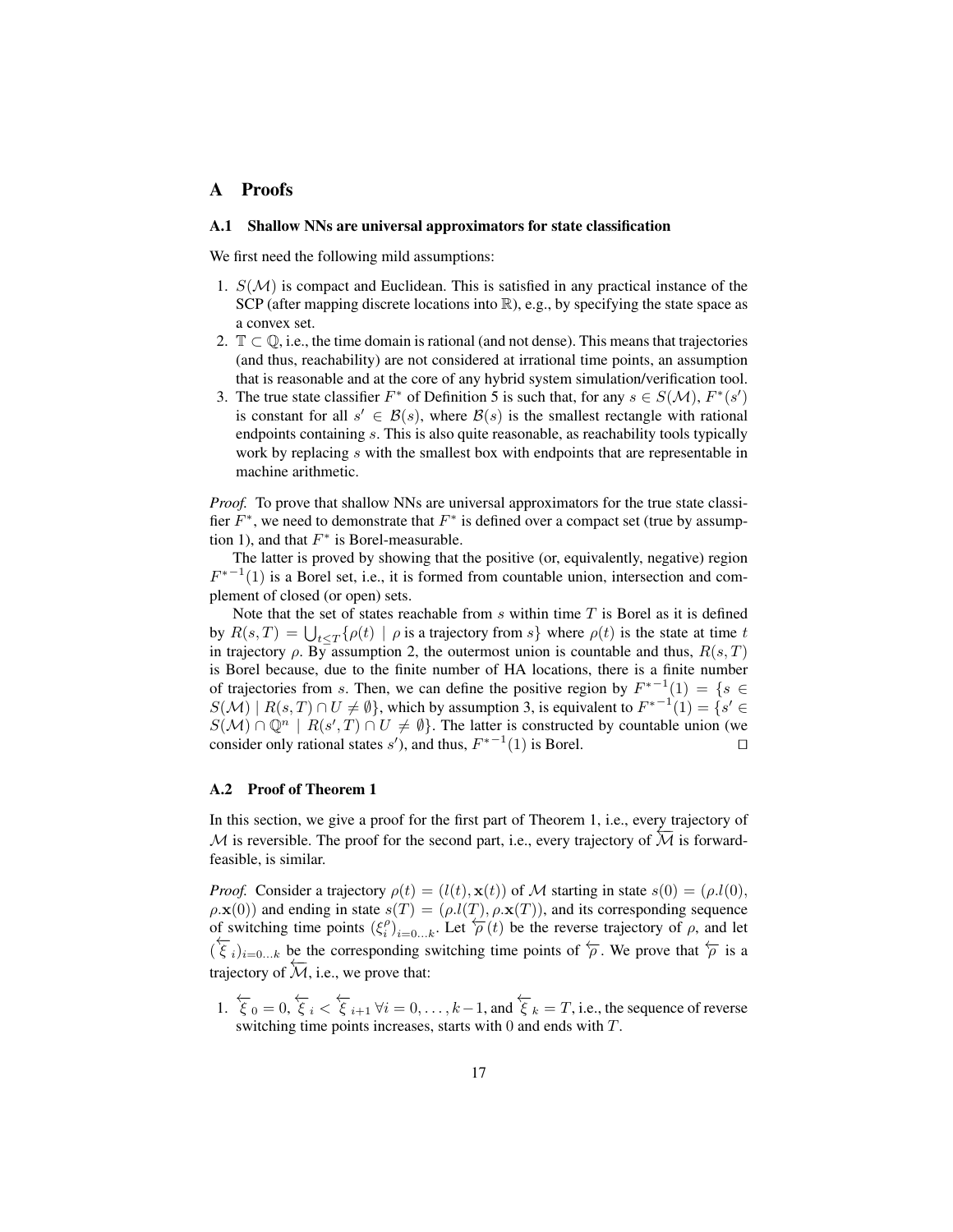# A Proofs

## A.1 Shallow NNs are universal approximators for state classification

We first need the following mild assumptions:

1. $S(\mathcal{M})$ is compact and Euclidean. This is satisfied in any practical instance of the SCP (after mapping discrete locations into $\mathbb{R}$), e.g., by specifying the state space as a convex set.
2. $\mathbb{T} \subset \mathbb{Q}$, i.e., the time domain is rational (and not dense). This means that trajectories (and thus, reachability) are not considered at irrational time points, an assumption that is reasonable and at the core of any hybrid system simulation/verification tool.
3. The true state classifier $F^*$ of Definition 5 is such that, for any $s \in S(\mathcal{M})$, $F^*(s')$ is constant for all $s' \in \mathcal{B}(s)$, where $\mathcal{B}(s)$ is the smallest rectangle with rational endpoints containing $s$. This is also quite reasonable, as reachability tools typically work by replacing $s$ with the smallest box with endpoints that are representable in machine arithmetic.

*Proof.* To prove that shallow NNs are universal approximators for the true state classifier $F^*$, we need to demonstrate that $F^*$ is defined over a compact set (true by assumption 1), and that $F^*$ is Borel-measurable.

The latter is proved by showing that the positive (or, equivalently, negative) region ${F^*}^{-1}(1)$ is a Borel set, i.e., it is formed from countable union, intersection and complement of closed (or open) sets.

Note that the set of states reachable from $s$ within time $T$ is Borel as it is defined by $R(s,T) = \bigcup_{t \leq T} \{\rho(t) \mid \rho \text{ is a trajectory from } s\}$ where $\rho(t)$ is the state at time $t$ in trajectory $\rho$. By assumption 2, the outermost union is countable and thus, $R(s,T)$ is Borel because, due to the finite number of HA locations, there is a finite number of trajectories from $s$. Then, we can define the positive region by ${F^*}^{-1}(1) = \{s \in S(\mathcal{M}) \mid R(s,T) \cap U \neq \emptyset\}$, which by assumption 3, is equivalent to ${F^*}^{-1}(1) = \{s' \in S(\mathcal{M}) \cap \mathbb{Q}^n \mid R(s',T) \cap U \neq \emptyset\}$. The latter is constructed by countable union (we consider only rational states $s'$), and thus, ${F^*}^{-1}(1)$ is Borel. $\square$

## A.2 Proof of Theorem 1

In this section, we give a proof for the first part of Theorem 1, i.e., every trajectory of $\mathcal{M}$ is reversible. The proof for the second part, i.e., every trajectory of $\overleftarrow{\mathcal{M}}$ is forward-feasible, is similar.

*Proof.* Consider a trajectory $\rho(t) = (l(t), \mathbf{x}(t))$ of $\mathcal{M}$ starting in state $s(0) = (\rho.l(0), \rho.\mathbf{x}(0))$ and ending in state $s(T) = (\rho.l(T), \rho.\mathbf{x}(T))$, and its corresponding sequence of switching time points $(\xi_i^\rho)_{i=0\ldots k}$. Let $\overleftarrow{\rho}(t)$ be the reverse trajectory of $\rho$, and let $(\overleftarrow{\xi}_i)_{i=0\ldots k}$ be the corresponding switching time points of $\overleftarrow{\rho}$. We prove that $\overleftarrow{\rho}$ is a trajectory of $\overleftarrow{\mathcal{M}}$, i.e., we prove that:

1. $\overleftarrow{\xi}_0 = 0$, $\overleftarrow{\xi}_i < \overleftarrow{\xi}_{i+1}$ $\forall i = 0, \ldots, k-1$, and $\overleftarrow{\xi}_k = T$, i.e., the sequence of reverse switching time points increases, starts with 0 and ends with $T$.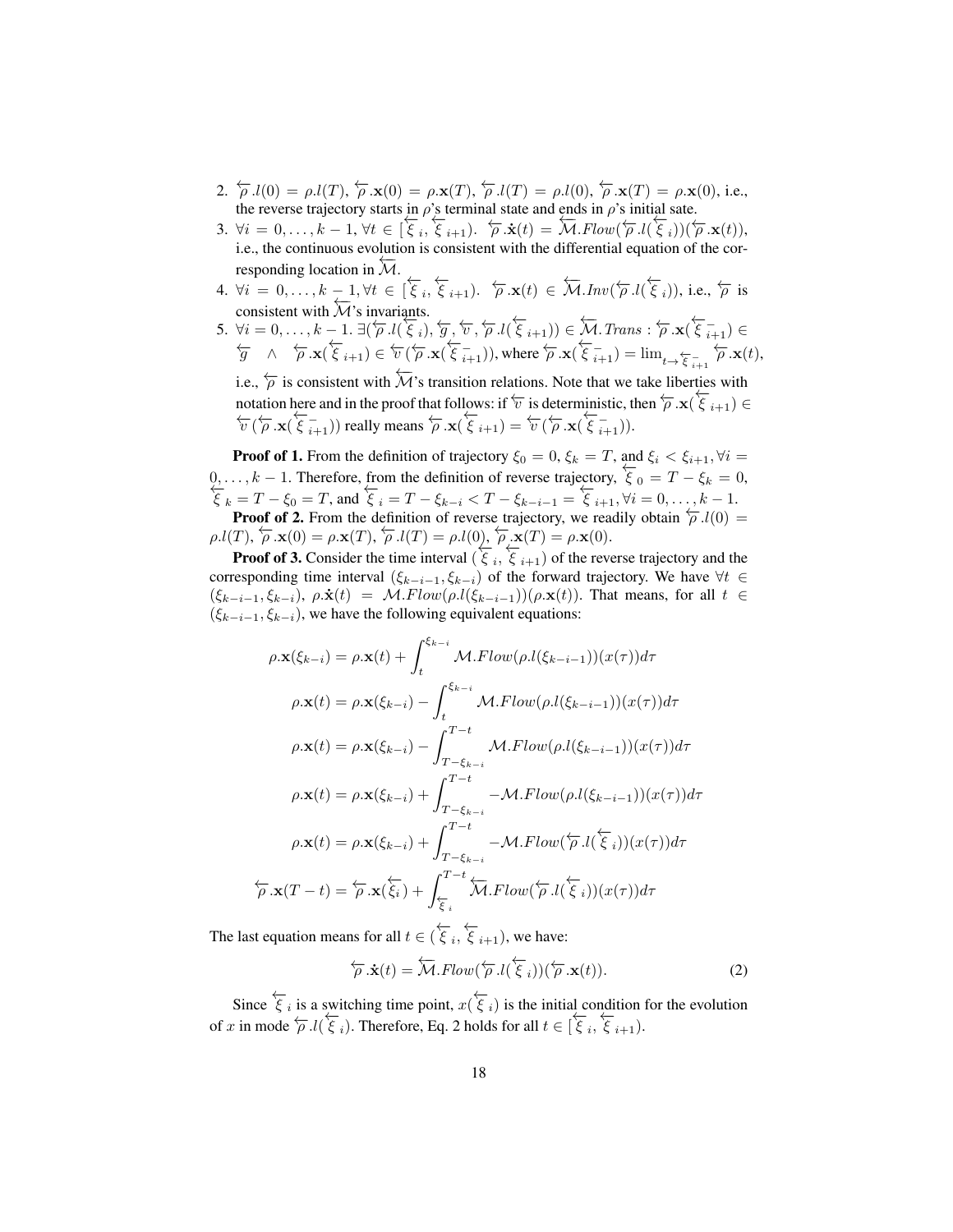2. $\overleftarrow{\rho}.l(0) = \rho.l(T)$, $\overleftarrow{\rho}.\mathbf{x}(0) = \rho.\mathbf{x}(T)$, $\overleftarrow{\rho}.l(T) = \rho.l(0)$, $\overleftarrow{\rho}.\mathbf{x}(T) = \rho.\mathbf{x}(0)$, i.e., the reverse trajectory starts in $\rho$'s terminal state and ends in $\rho$'s initial sate.
3. $\forall i = 0, \ldots, k-1$, $\forall t \in [\overleftarrow{\xi}_i, \overleftarrow{\xi}_{i+1})$. $\overleftarrow{\rho}.\dot{\mathbf{x}}(t) = \overleftarrow{\mathcal{M}}.Flow(\overleftarrow{\rho}.l(\overleftarrow{\xi}_i))(\overleftarrow{\rho}.\mathbf{x}(t))$, i.e., the continuous evolution is consistent with the differential equation of the corresponding location in $\overleftarrow{\mathcal{M}}$.
4. $\forall i = 0, \ldots, k-1, \forall t \in [\overleftarrow{\xi}_i, \overleftarrow{\xi}_{i+1})$. $\overleftarrow{\rho}.\mathbf{x}(t) \in \overleftarrow{\mathcal{M}}.Inv(\overleftarrow{\rho}.l(\overleftarrow{\xi}_i))$, i.e., $\overleftarrow{\rho}$ is consistent with $\overleftarrow{\mathcal{M}}$'s invariants.
5. $\forall i = 0, \ldots, k-1$. $\exists(\overleftarrow{\rho}.l(\overleftarrow{\xi}_i), \overleftarrow{g}, \overleftarrow{v}, \overleftarrow{\rho}.l(\overleftarrow{\xi}_{i+1})) \in \overleftarrow{\mathcal{M}}.Trans : \overleftarrow{\rho}.\mathbf{x}(\overleftarrow{\xi}^-_{i+1}) \in \overleftarrow{g} \quad \wedge \quad \overleftarrow{\rho}.\mathbf{x}(\overleftarrow{\xi}_{i+1}) \in \overleftarrow{v}(\overleftarrow{\rho}.\mathbf{x}(\overleftarrow{\xi}^-_{i+1}))$, where $\overleftarrow{\rho}.\mathbf{x}(\overleftarrow{\xi}^-_{i+1}) = \lim_{t \to \overleftarrow{\xi}^-_{i+1}} \overleftarrow{\rho}.\mathbf{x}(t)$, i.e., $\overleftarrow{\rho}$ is consistent with $\overleftarrow{\mathcal{M}}$'s transition relations. Note that we take liberties with notation here and in the proof that follows: if $\overleftarrow{v}$ is deterministic, then $\overleftarrow{\rho}.\mathbf{x}(\overleftarrow{\xi}_{i+1}) \in \overleftarrow{v}(\overleftarrow{\rho}.\mathbf{x}(\overleftarrow{\xi}^-_{i+1}))$ really means $\overleftarrow{\rho}.\mathbf{x}(\overleftarrow{\xi}_{i+1}) = \overleftarrow{v}(\overleftarrow{\rho}.\mathbf{x}(\overleftarrow{\xi}^-_{i+1}))$.

**Proof of 1.** From the definition of trajectory $\xi_0 = 0$, $\xi_k = T$, and $\xi_i < \xi_{i+1}, \forall i = 0, \ldots, k-1$. Therefore, from the definition of reverse trajectory, $\overleftarrow{\xi}_0 = T - \xi_k = 0$, $\overleftarrow{\xi}_k = T - \xi_0 = T$, and $\overleftarrow{\xi}_i = T - \xi_{k-i} < T - \xi_{k-i-1} = \overleftarrow{\xi}_{i+1}, \forall i = 0, \ldots, k-1$.

**Proof of 2.** From the definition of reverse trajectory, we readily obtain $\overleftarrow{\rho}.l(0) = \rho.l(T)$, $\overleftarrow{\rho}.\mathbf{x}(0) = \rho.\mathbf{x}(T)$, $\overleftarrow{\rho}.l(T) = \rho.l(0)$, $\overleftarrow{\rho}.\mathbf{x}(T) = \rho.\mathbf{x}(0)$.

**Proof of 3.** Consider the time interval $(\overleftarrow{\xi}_i, \overleftarrow{\xi}_{i+1})$ of the reverse trajectory and the corresponding time interval $(\xi_{k-i-1}, \xi_{k-i})$ of the forward trajectory. We have $\forall t \in (\xi_{k-i-1}, \xi_{k-i})$, $\rho.\dot{\mathbf{x}}(t) = \mathcal{M}.Flow(\rho.l(\xi_{k-i-1}))(\rho.\mathbf{x}(t))$. That means, for all $t \in (\xi_{k-i-1}, \xi_{k-i})$, we have the following equivalent equations:

$$\rho.\mathbf{x}(\xi_{k-i}) = \rho.\mathbf{x}(t) + \int_t^{\xi_{k-i}} \mathcal{M}.Flow(\rho.l(\xi_{k-i-1}))(x(\tau))d\tau$$

$$\rho.\mathbf{x}(t) = \rho.\mathbf{x}(\xi_{k-i}) - \int_t^{\xi_{k-i}} \mathcal{M}.Flow(\rho.l(\xi_{k-i-1}))(x(\tau))d\tau$$

$$\rho.\mathbf{x}(t) = \rho.\mathbf{x}(\xi_{k-i}) - \int_{T-\xi_{k-i}}^{T-t} \mathcal{M}.Flow(\rho.l(\xi_{k-i-1}))(x(\tau))d\tau$$

$$\rho.\mathbf{x}(t) = \rho.\mathbf{x}(\xi_{k-i}) + \int_{T-\xi_{k-i}}^{T-t} -\mathcal{M}.Flow(\rho.l(\xi_{k-i-1}))(x(\tau))d\tau$$

$$\rho.\mathbf{x}(t) = \rho.\mathbf{x}(\xi_{k-i}) + \int_{T-\xi_{k-i}}^{T-t} -\mathcal{M}.Flow(\overleftarrow{\rho}.l(\overleftarrow{\xi}_i))(x(\tau))d\tau$$

$$\overleftarrow{\rho}.\mathbf{x}(T-t) = \overleftarrow{\rho}.\mathbf{x}(\overleftarrow{\xi_i}) + \int_{\overleftarrow{\xi}_i}^{T-t} \overleftarrow{\mathcal{M}}.Flow(\overleftarrow{\rho}.l(\overleftarrow{\xi}_i))(x(\tau))d\tau$$

The last equation means for all $t \in (\overleftarrow{\xi}_i, \overleftarrow{\xi}_{i+1})$, we have:

$$\overleftarrow{\rho}.\dot{\mathbf{x}}(t) = \overleftarrow{\mathcal{M}}.Flow(\overleftarrow{\rho}.l(\overleftarrow{\xi}_i))(\overleftarrow{\rho}.\mathbf{x}(t)). \tag{2}$$

Since $\overleftarrow{\xi}_i$ is a switching time point, $x(\overleftarrow{\xi}_i)$ is the initial condition for the evolution of $x$ in mode $\overleftarrow{\rho}.l(\overleftarrow{\xi}_i)$. Therefore, Eq. 2 holds for all $t \in [\overleftarrow{\xi}_i, \overleftarrow{\xi}_{i+1})$.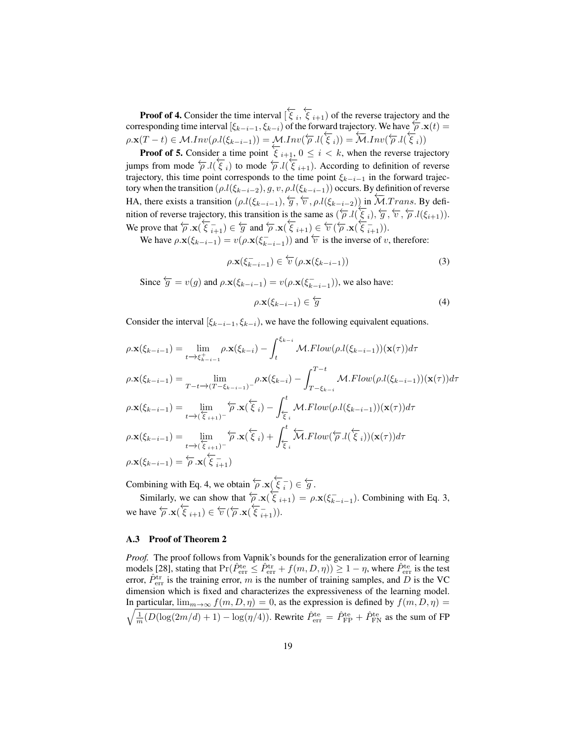**Proof of 4.** Consider the time interval $[\overleftarrow{\xi}_i, \overleftarrow{\xi}_{i+1})$ of the reverse trajectory and the corresponding time interval $[\xi_{k-i-1}, \xi_{k-i})$ of the forward trajectory. We have $\overleftarrow{\rho}.\mathbf{x}(t) = \rho.\mathbf{x}(T-t) \in \mathcal{M}.Inv(\rho.l(\xi_{k-i-1})) = \mathcal{M}.Inv(\overleftarrow{\rho}.l(\overleftarrow{\xi}_i)) = \overleftarrow{\mathcal{M}}.Inv(\overleftarrow{\rho}.l(\overleftarrow{\xi}_i))$

**Proof of 5.** Consider a time point $\overleftarrow{\xi}_{i+1}$, $0 \leq i < k$, when the reverse trajectory jumps from mode $\overleftarrow{\rho}.l(\overleftarrow{\xi}_i)$ to mode $\overleftarrow{\rho}.l(\overleftarrow{\xi}_{i+1})$. According to definition of reverse trajectory, this time point corresponds to the time point $\xi_{k-i-1}$ in the forward trajectory when the transition $(\rho.l(\xi_{k-i-2}), g, v, \rho.l(\xi_{k-i-1}))$ occurs. By definition of reverse HA, there exists a transition $(\rho.l(\xi_{k-i-1}), \overleftarrow{g}, \overleftarrow{v}, \rho.l(\xi_{k-i-2}))$ in $\overleftarrow{\mathcal{M}}.Trans$. By definition of reverse trajectory, this transition is the same as $(\overleftarrow{\rho}.l(\overleftarrow{\xi}_i), \overleftarrow{g}, \overleftarrow{v}, \overleftarrow{\rho}.l(\xi_{i+1}))$. We prove that $\overleftarrow{\rho}.\mathbf{x}(\overleftarrow{\xi}^-_{i+1}) \in \overleftarrow{g}$ and $\overleftarrow{\rho}.\mathbf{x}(\overleftarrow{\xi}_{i+1}) \in \overleftarrow{v}(\overleftarrow{\rho}.\mathbf{x}(\overleftarrow{\xi}^-_{i+1}))$.

We have $\rho.\mathbf{x}(\xi_{k-i-1}) = v(\rho.\mathbf{x}(\xi^-_{k-i-1}))$ and $\overleftarrow{v}$ is the inverse of $v$, therefore:

$$\rho.\mathbf{x}(\xi^-_{k-i-1}) \in \overleftarrow{v}(\rho.\mathbf{x}(\xi_{k-i-1})) \tag{3}$$

Since $\overleftarrow{g} = v(g)$ and $\rho.\mathbf{x}(\xi_{k-i-1}) = v(\rho.\mathbf{x}(\xi^-_{k-i-1}))$, we also have:

$$\rho.\mathbf{x}(\xi_{k-i-1}) \in \overleftarrow{g} \tag{4}$$

Consider the interval $[\xi_{k-i-1}, \xi_{k-i})$, we have the following equivalent equations.

$$\rho.\mathbf{x}(\xi_{k-i-1}) = \lim_{t \to \xi^+_{k-i-1}} \rho.\mathbf{x}(\xi_{k-i}) - \int_t^{\xi_{k-i}} \mathcal{M}.Flow(\rho.l(\xi_{k-i-1}))(\mathbf{x}(\tau))d\tau$$

$$\rho.\mathbf{x}(\xi_{k-i-1}) = \lim_{T-t \to (T-\xi_{k-i-1})^-} \rho.\mathbf{x}(\xi_{k-i}) - \int_{T-\xi_{k-i}}^{T-t} \mathcal{M}.Flow(\rho.l(\xi_{k-i-1}))(\mathbf{x}(\tau))d\tau$$

$$\rho.\mathbf{x}(\xi_{k-i-1}) = \lim_{t \to (\overleftarrow{\xi}_{i+1})^-} \overleftarrow{\rho}.\mathbf{x}(\overleftarrow{\xi}_i) - \int_{\overleftarrow{\xi}_i}^{t} \mathcal{M}.Flow(\rho.l(\xi_{k-i-1}))(\mathbf{x}(\tau))d\tau$$

$$\rho.\mathbf{x}(\xi_{k-i-1}) = \lim_{t \to (\overleftarrow{\xi}_{i+1})^-} \overleftarrow{\rho}.\mathbf{x}(\overleftarrow{\xi}_i) + \int_{\overleftarrow{\xi}_i}^{t} \overleftarrow{\mathcal{M}}.Flow(\overleftarrow{\rho}.l(\overleftarrow{\xi}_i))(\mathbf{x}(\tau))d\tau$$

$$\rho.\mathbf{x}(\xi_{k-i-1}) = \overleftarrow{\rho}.\mathbf{x}(\overleftarrow{\xi}^-_{i+1})$$

Combining with Eq. 4, we obtain $\overleftarrow{\rho}.\mathbf{x}(\overleftarrow{\xi}^-_i) \in \overleftarrow{g}$.

Similarly, we can show that $\overleftarrow{\rho}.\mathbf{x}(\overleftarrow{\xi}_{i+1}) = \rho.\mathbf{x}(\xi^-_{k-i-1})$. Combining with Eq. 3, we have $\overleftarrow{\rho}.\mathbf{x}(\overleftarrow{\xi}_{i+1}) \in \overleftarrow{v}(\overleftarrow{\rho}.\mathbf{x}(\overleftarrow{\xi}^-_{i+1}))$.

### A.3 Proof of Theorem 2

*Proof.* The proof follows from Vapnik's bounds for the generalization error of learning models [28], stating that $\Pr(\hat{P}^{\text{te}}_{\text{err}} \leq \hat{P}^{\text{tr}}_{\text{err}} + f(m, D, \eta)) \geq 1 - \eta$, where $\hat{P}^{\text{te}}_{\text{err}}$ is the test error, $\hat{P}^{\text{tr}}_{\text{err}}$ is the training error, $m$ is the number of training samples, and $D$ is the VC dimension which is fixed and characterizes the expressiveness of the learning model. In particular, $\lim_{m\to\infty} f(m, D, \eta) = 0$, as the expression is defined by $f(m, D, \eta) = \sqrt{\frac{1}{m}(D(\log(2m/d) + 1) - \log(\eta/4))}$. Rewrite $\hat{P}^{\text{te}}_{\text{err}} = \hat{P}^{\text{te}}_{\text{FP}} + \hat{P}^{\text{te}}_{\text{FN}}$ as the sum of FP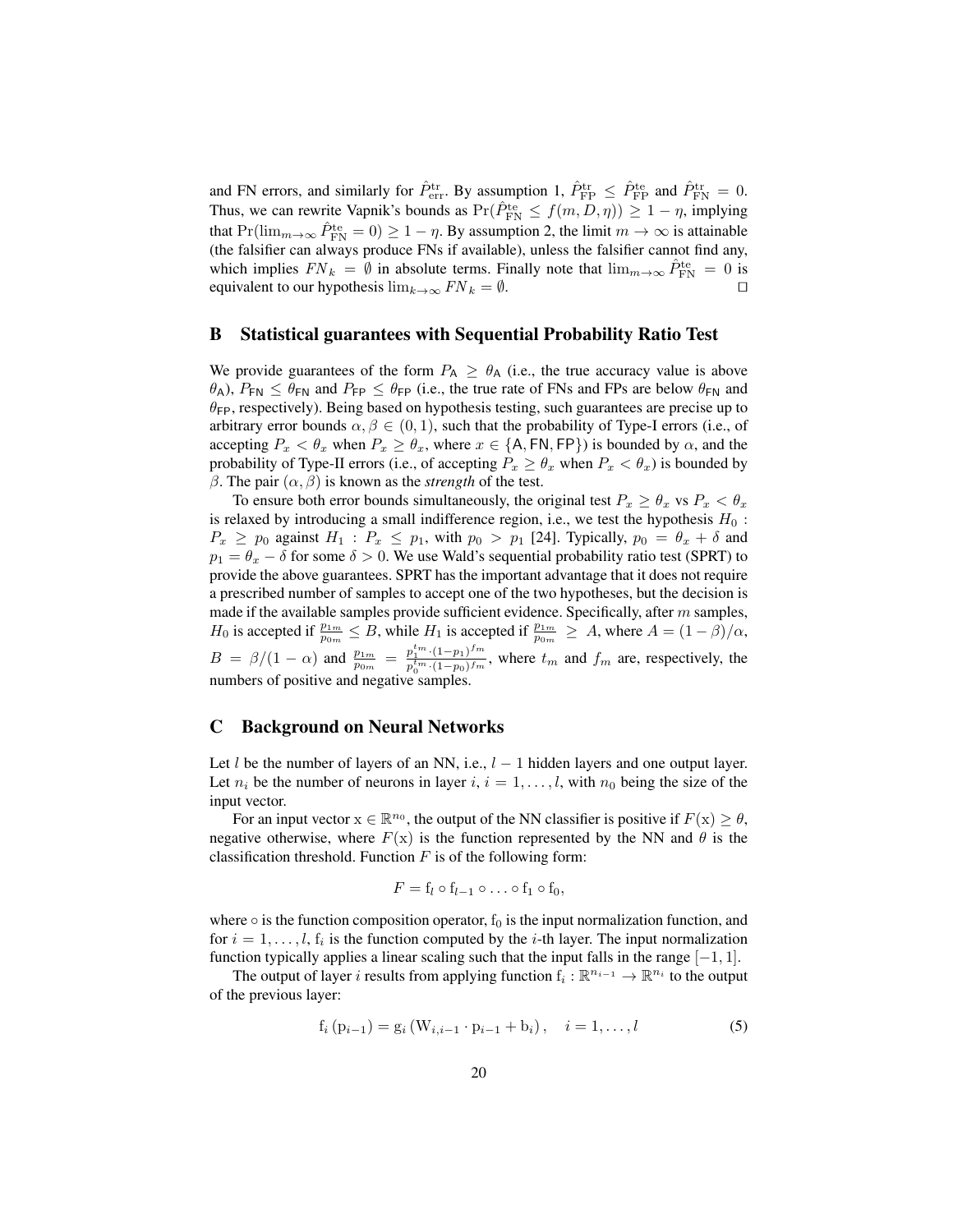and FN errors, and similarly for $\hat{P}^{\text{tr}}_{\text{err}}$. By assumption 1, $\hat{P}^{\text{tr}}_{\text{FP}} \leq \hat{P}^{\text{te}}_{\text{FP}}$ and $\hat{P}^{\text{tr}}_{\text{FN}} = 0$. Thus, we can rewrite Vapnik's bounds as $\Pr(\hat{P}^{\text{te}}_{\text{FN}} \leq f(m, D, \eta)) \geq 1 - \eta$, implying that $\Pr(\lim_{m\to\infty} \hat{P}^{\text{te}}_{\text{FN}} = 0) \geq 1 - \eta$. By assumption 2, the limit $m \to \infty$ is attainable (the falsifier can always produce FNs if available), unless the falsifier cannot find any, which implies $FN_k = \emptyset$ in absolute terms. Finally note that $\lim_{m\to\infty} \hat{P}^{\text{te}}_{\text{FN}} = 0$ is equivalent to our hypothesis $\lim_{k\to\infty} FN_k = \emptyset$. ◻

## B Statistical guarantees with Sequential Probability Ratio Test

We provide guarantees of the form $P_{\mathsf{A}} \geq \theta_{\mathsf{A}}$ (i.e., the true accuracy value is above $\theta_{\mathsf{A}}$), $P_{\mathsf{FN}} \leq \theta_{\mathsf{FN}}$ and $P_{\mathsf{FP}} \leq \theta_{\mathsf{FP}}$ (i.e., the true rate of FNs and FPs are below $\theta_{\mathsf{FN}}$ and $\theta_{\mathsf{FP}}$, respectively). Being based on hypothesis testing, such guarantees are precise up to arbitrary error bounds $\alpha, \beta \in (0, 1)$, such that the probability of Type-I errors (i.e., of accepting $P_x < \theta_x$ when $P_x \geq \theta_x$, where $x \in \{\mathsf{A}, \mathsf{FN}, \mathsf{FP}\}$) is bounded by $\alpha$, and the probability of Type-II errors (i.e., of accepting $P_x \geq \theta_x$ when $P_x < \theta_x$) is bounded by $\beta$. The pair $(\alpha, \beta)$ is known as the *strength* of the test.

To ensure both error bounds simultaneously, the original test $P_x \geq \theta_x$ vs $P_x < \theta_x$ is relaxed by introducing a small indifference region, i.e., we test the hypothesis $H_0 : P_x \geq p_0$ against $H_1 : P_x \leq p_1$, with $p_0 > p_1$ [24]. Typically, $p_0 = \theta_x + \delta$ and $p_1 = \theta_x - \delta$ for some $\delta > 0$. We use Wald's sequential probability ratio test (SPRT) to provide the above guarantees. SPRT has the important advantage that it does not require a prescribed number of samples to accept one of the two hypotheses, but the decision is made if the available samples provide sufficient evidence. Specifically, after $m$ samples, $H_0$ is accepted if $\frac{p_{1m}}{p_{0m}} \leq B$, while $H_1$ is accepted if $\frac{p_{1m}}{p_{0m}} \geq A$, where $A = (1-\beta)/\alpha$, $B = \beta/(1-\alpha)$ and $\frac{p_{1m}}{p_{0m}} = \frac{p_1^{t_m} \cdot (1-p_1)^{f_m}}{p_0^{t_m} \cdot (1-p_0)^{f_m}}$, where $t_m$ and $f_m$ are, respectively, the numbers of positive and negative samples.

## C Background on Neural Networks

Let $l$ be the number of layers of an NN, i.e., $l - 1$ hidden layers and one output layer. Let $n_i$ be the number of neurons in layer $i$, $i = 1, \ldots, l$, with $n_0$ being the size of the input vector.

For an input vector $\mathrm{x} \in \mathbb{R}^{n_0}$, the output of the NN classifier is positive if $F(\mathrm{x}) \geq \theta$, negative otherwise, where $F(\mathrm{x})$ is the function represented by the NN and $\theta$ is the classification threshold. Function $F$ is of the following form:

$$F = \mathrm{f}_l \circ \mathrm{f}_{l-1} \circ \ldots \circ \mathrm{f}_1 \circ \mathrm{f}_0,$$

where $\circ$ is the function composition operator, $\mathrm{f}_0$ is the input normalization function, and for $i = 1, \ldots, l$, $\mathrm{f}_i$ is the function computed by the $i$-th layer. The input normalization function typically applies a linear scaling such that the input falls in the range $[-1, 1]$.

The output of layer $i$ results from applying function $\mathrm{f}_i : \mathbb{R}^{n_{i-1}} \to \mathbb{R}^{n_i}$ to the output of the previous layer:

$$\mathrm{f}_i\left(\mathrm{p}_{i-1}\right) = \mathrm{g}_i\left(\mathrm{W}_{i,i-1} \cdot \mathrm{p}_{i-1} + \mathrm{b}_i\right), \quad i = 1, \ldots, l \tag{5}$$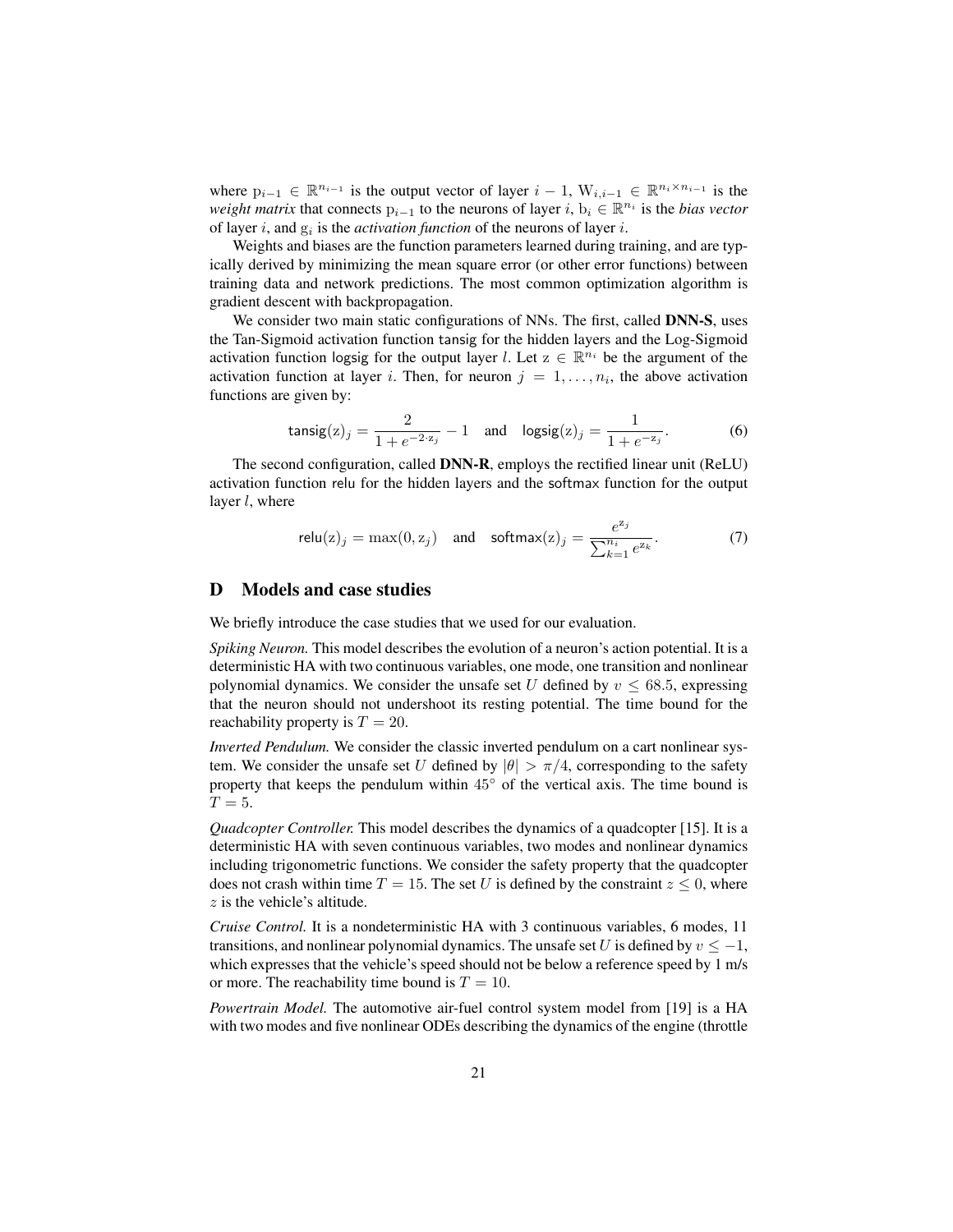where $\mathrm{p}_{i-1} \in \mathbb{R}^{n_{i-1}}$ is the output vector of layer $i-1$, $\mathrm{W}_{i,i-1} \in \mathbb{R}^{n_i \times n_{i-1}}$ is the *weight matrix* that connects $\mathrm{p}_{i-1}$ to the neurons of layer $i$, $\mathrm{b}_i \in \mathbb{R}^{n_i}$ is the *bias vector* of layer $i$, and $\mathrm{g}_i$ is the *activation function* of the neurons of layer $i$.

Weights and biases are the function parameters learned during training, and are typically derived by minimizing the mean square error (or other error functions) between training data and network predictions. The most common optimization algorithm is gradient descent with backpropagation.

We consider two main static configurations of NNs. The first, called **DNN-S**, uses the Tan-Sigmoid activation function tansig for the hidden layers and the Log-Sigmoid activation function logsig for the output layer $l$. Let $\mathrm{z} \in \mathbb{R}^{n_i}$ be the argument of the activation function at layer $i$. Then, for neuron $j = 1, \ldots, n_i$, the above activation functions are given by:

$$\mathsf{tansig}(\mathrm{z})_j = \frac{2}{1 + e^{-2 \cdot \mathrm{z}_j}} - 1 \quad \text{and} \quad \mathsf{logsig}(\mathrm{z})_j = \frac{1}{1 + e^{-\mathrm{z}_j}}. \tag{6}$$

The second configuration, called **DNN-R**, employs the rectified linear unit (ReLU) activation function relu for the hidden layers and the softmax function for the output layer $l$, where

$$\mathsf{relu}(\mathrm{z})_j = \max(0, \mathrm{z}_j) \quad \text{and} \quad \mathsf{softmax}(\mathrm{z})_j = \frac{e^{\mathrm{z}_j}}{\sum_{k=1}^{n_i} e^{\mathrm{z}_k}}. \tag{7}$$

# D Models and case studies

We briefly introduce the case studies that we used for our evaluation.

*Spiking Neuron.* This model describes the evolution of a neuron's action potential. It is a deterministic HA with two continuous variables, one mode, one transition and nonlinear polynomial dynamics. We consider the unsafe set $U$ defined by $v \leq 68.5$, expressing that the neuron should not undershoot its resting potential. The time bound for the reachability property is $T = 20$.

*Inverted Pendulum.* We consider the classic inverted pendulum on a cart nonlinear system. We consider the unsafe set $U$ defined by $|\theta| > \pi/4$, corresponding to the safety property that keeps the pendulum within $45^\circ$ of the vertical axis. The time bound is $T = 5$.

*Quadcopter Controller.* This model describes the dynamics of a quadcopter [15]. It is a deterministic HA with seven continuous variables, two modes and nonlinear dynamics including trigonometric functions. We consider the safety property that the quadcopter does not crash within time $T = 15$. The set $U$ is defined by the constraint $z \leq 0$, where $z$ is the vehicle's altitude.

*Cruise Control.* It is a nondeterministic HA with 3 continuous variables, 6 modes, 11 transitions, and nonlinear polynomial dynamics. The unsafe set $U$ is defined by $v \leq -1$, which expresses that the vehicle's speed should not be below a reference speed by 1 m/s or more. The reachability time bound is $T = 10$.

*Powertrain Model.* The automotive air-fuel control system model from [19] is a HA with two modes and five nonlinear ODEs describing the dynamics of the engine (throttle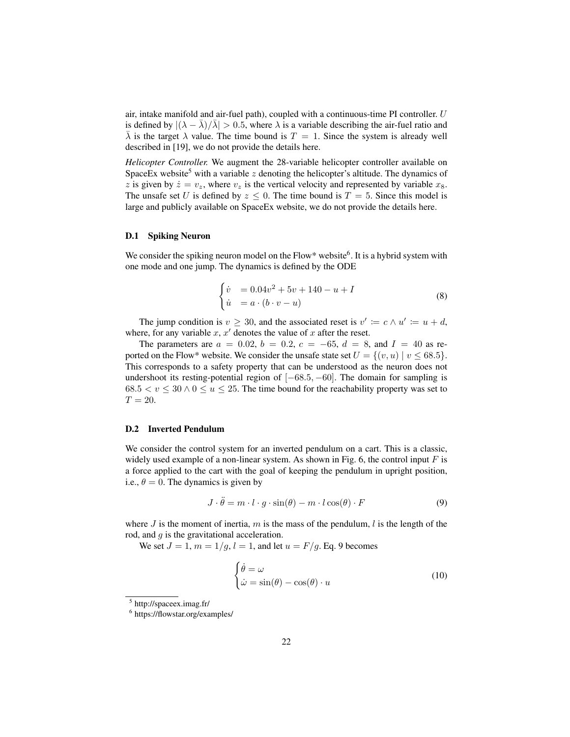air, intake manifold and air-fuel path), coupled with a continuous-time PI controller. $U$ is defined by $|(\lambda - \bar{\lambda})/\bar{\lambda}| > 0.5$, where $\lambda$ is a variable describing the air-fuel ratio and $\bar{\lambda}$ is the target $\lambda$ value. The time bound is $T = 1$. Since the system is already well described in [19], we do not provide the details here.

*Helicopter Controller.* We augment the 28-variable helicopter controller available on SpaceEx website[5] with a variable $z$ denoting the helicopter's altitude. The dynamics of $z$ is given by $\dot{z} = v_z$, where $v_z$ is the vertical velocity and represented by variable $x_8$. The unsafe set $U$ is defined by $z \leq 0$. The time bound is $T = 5$. Since this model is large and publicly available on SpaceEx website, we do not provide the details here.

### D.1 Spiking Neuron

We consider the spiking neuron model on the Flow* website[6]. It is a hybrid system with one mode and one jump. The dynamics is defined by the ODE

$$\begin{cases} \dot{v} &= 0.04v^2 + 5v + 140 - u + I \\ \dot{u} &= a \cdot (b \cdot v - u) \end{cases} \tag{8}$$

The jump condition is $v \geq 30$, and the associated reset is $v' \coloneqq c \wedge u' \coloneqq u + d$, where, for any variable $x$, $x'$ denotes the value of $x$ after the reset.

The parameters are $a = 0.02$, $b = 0.2$, $c = -65$, $d = 8$, and $I = 40$ as reported on the Flow* website. We consider the unsafe state set $U = \{(v, u) \mid v \leq 68.5\}$. This corresponds to a safety property that can be understood as the neuron does not undershoot its resting-potential region of $[-68.5, -60]$. The domain for sampling is $68.5 < v \leq 30 \wedge 0 \leq u \leq 25$. The time bound for the reachability property was set to $T = 20$.

### D.2 Inverted Pendulum

We consider the control system for an inverted pendulum on a cart. This is a classic, widely used example of a non-linear system. As shown in Fig. 6, the control input $F$ is a force applied to the cart with the goal of keeping the pendulum in upright position, i.e., $\theta = 0$. The dynamics is given by

$$J \cdot \ddot{\theta} = m \cdot l \cdot g \cdot \sin(\theta) - m \cdot l \cos(\theta) \cdot F \tag{9}$$

where $J$ is the moment of inertia, $m$ is the mass of the pendulum, $l$ is the length of the rod, and $g$ is the gravitational acceleration.

We set $J = 1$, $m = 1/g$, $l = 1$, and let $u = F/g$. Eq. 9 becomes

$$\begin{cases} \dot{\theta} = \omega \\ \dot{\omega} = \sin(\theta) - \cos(\theta) \cdot u \end{cases} \tag{10}$$

[5] http://spaceex.imag.fr/

[6] https://flowstar.org/examples/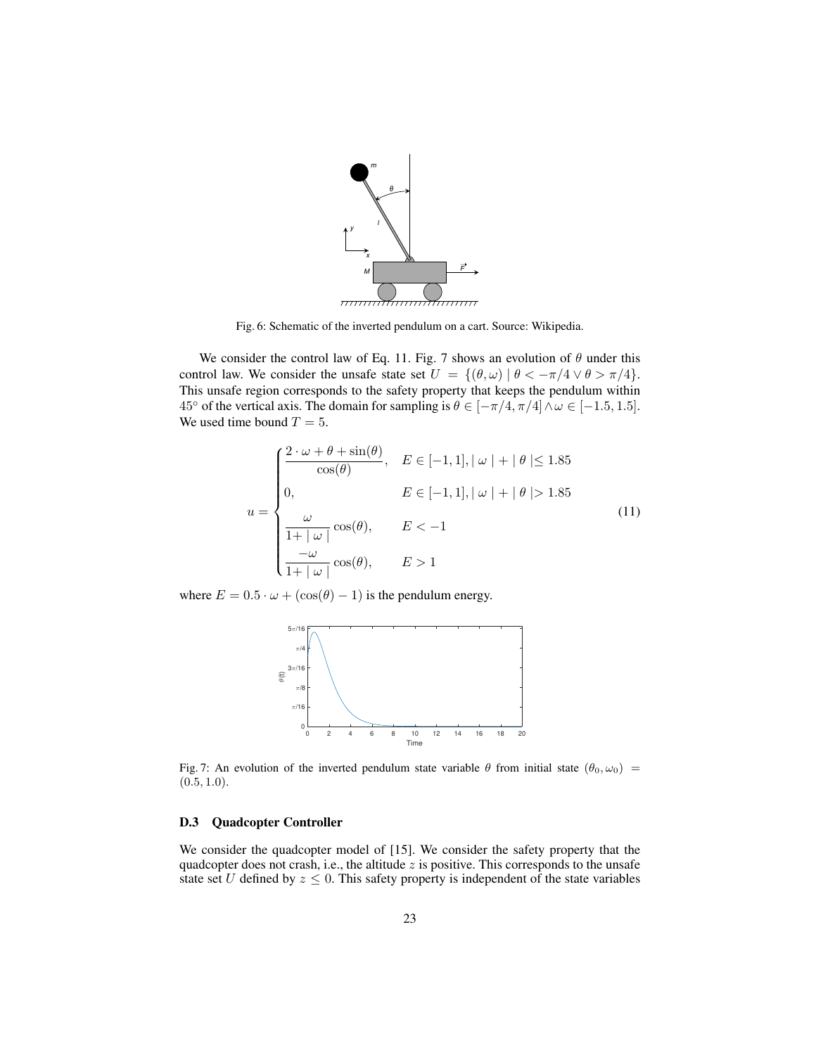Fig. 6: Schematic of the inverted pendulum on a cart. Source: Wikipedia.

We consider the control law of Eq. 11. Fig. 7 shows an evolution of $\theta$ under this control law. We consider the unsafe state set $U = \{(\theta, \omega) \mid \theta < -\pi/4 \vee \theta > \pi/4\}$. This unsafe region corresponds to the safety property that keeps the pendulum within $45°$ of the vertical axis. The domain for sampling is $\theta \in [-\pi/4, \pi/4] \wedge \omega \in [-1.5, 1.5]$. We used time bound $T = 5$.

$$u = \begin{cases} \dfrac{2 \cdot \omega + \theta + \sin(\theta)}{\cos(\theta)}, & E \in [-1, 1], \mid \omega \mid + \mid \theta \mid \leq 1.85 \\ 0, & E \in [-1, 1], \mid \omega \mid + \mid \theta \mid > 1.85 \\ \dfrac{\omega}{1 + \mid \omega \mid} \cos(\theta), & E < -1 \\ \dfrac{-\omega}{1 + \mid \omega \mid} \cos(\theta), & E > 1 \end{cases} \tag{11}$$

where $E = 0.5 \cdot \omega + (\cos(\theta) - 1)$ is the pendulum energy.

Fig. 7: An evolution of the inverted pendulum state variable $\theta$ from initial state $(\theta_0, \omega_0) = (0.5, 1.0)$.

### D.3 Quadcopter Controller

We consider the quadcopter model of [15]. We consider the safety property that the quadcopter does not crash, i.e., the altitude $z$ is positive. This corresponds to the unsafe state set $U$ defined by $z \leq 0$. This safety property is independent of the state variables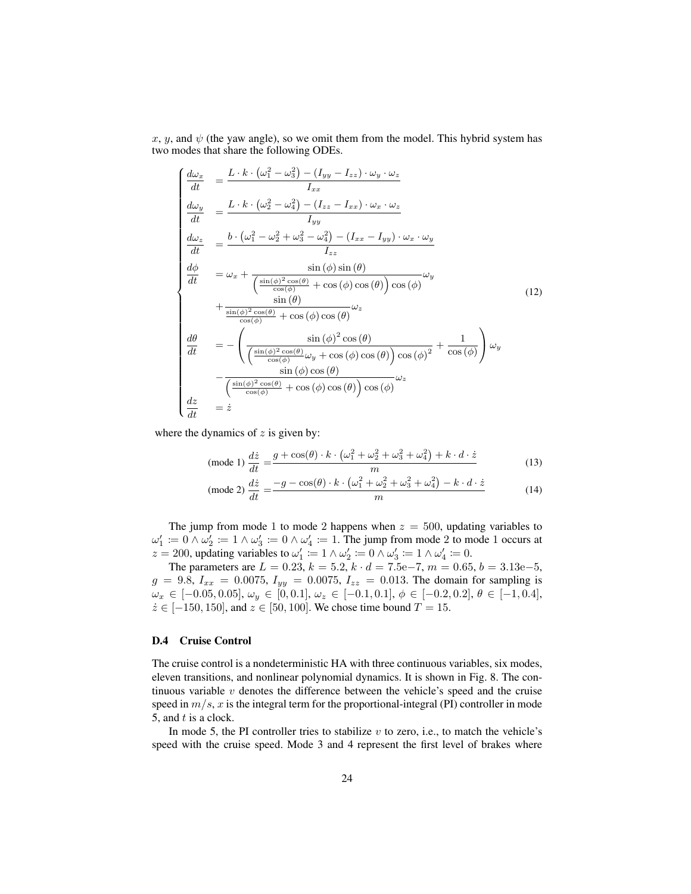$x$, $y$, and $\psi$ (the yaw angle), so we omit them from the model. This hybrid system has two modes that share the following ODEs.

$$
\begin{cases}
\dfrac{d\omega_x}{dt} &= \dfrac{L \cdot k \cdot \left(\omega_1^2 - \omega_3^2\right) - (I_{yy} - I_{zz}) \cdot \omega_y \cdot \omega_z}{I_{xx}} \\
\dfrac{d\omega_y}{dt} &= \dfrac{L \cdot k \cdot \left(\omega_2^2 - \omega_4^2\right) - (I_{zz} - I_{xx}) \cdot \omega_x \cdot \omega_z}{I_{yy}} \\
\dfrac{d\omega_z}{dt} &= \dfrac{b \cdot \left(\omega_1^2 - \omega_2^2 + \omega_3^2 - \omega_4^2\right) - (I_{xx} - I_{yy}) \cdot \omega_x \cdot \omega_y}{I_{zz}} \\
\dfrac{d\phi}{dt} &= \omega_x + \dfrac{\sin(\phi)\sin(\theta)}{\left(\frac{\sin(\phi)^2\cos(\theta)}{\cos(\phi)} + \cos(\phi)\cos(\theta)\right)\cos(\phi)}\omega_y \\
& \quad + \dfrac{\sin(\theta)}{\frac{\sin(\phi)^2\cos(\theta)}{\cos(\phi)} + \cos(\phi)\cos(\theta)}\omega_z \\
\dfrac{d\theta}{dt} &= -\left(\dfrac{\sin(\phi)^2\cos(\theta)}{\left(\frac{\sin(\phi)^2\cos(\theta)}{\cos(\phi)}\omega_y + \cos(\phi)\cos(\theta)\right)\cos(\phi)^2} + \dfrac{1}{\cos(\phi)}\right)\omega_y \\
& \quad - \dfrac{\sin(\phi)\cos(\theta)}{\left(\frac{\sin(\phi)^2\cos(\theta)}{\cos(\phi)} + \cos(\phi)\cos(\theta)\right)\cos(\phi)}\omega_z \\
\dfrac{dz}{dt} &= \dot{z}
\end{cases}
\tag{12}
$$

where the dynamics of $z$ is given by:

$$
\text{(mode 1)}\ \frac{d\dot{z}}{dt} = \frac{g + \cos(\theta) \cdot k \cdot \left(\omega_1^2 + \omega_2^2 + \omega_3^2 + \omega_4^2\right) + k \cdot d \cdot \dot{z}}{m} \tag{13}
$$

$$
\text{(mode 2)}\ \frac{d\dot{z}}{dt} = \frac{-g - \cos(\theta) \cdot k \cdot \left(\omega_1^2 + \omega_2^2 + \omega_3^2 + \omega_4^2\right) - k \cdot d \cdot \dot{z}}{m} \tag{14}
$$

The jump from mode 1 to mode 2 happens when $z = 500$, updating variables to $\omega_1' := 0 \wedge \omega_2' := 1 \wedge \omega_3' := 0 \wedge \omega_4' := 1$. The jump from mode 2 to mode 1 occurs at $z = 200$, updating variables to $\omega_1' := 1 \wedge \omega_2' := 0 \wedge \omega_3' := 1 \wedge \omega_4' := 0$.

The parameters are $L = 0.23$, $k = 5.2$, $k \cdot d = 7.5\text{e}{-7}$, $m = 0.65$, $b = 3.13\text{e}{-5}$, $g = 9.8$, $I_{xx} = 0.0075$, $I_{yy} = 0.0075$, $I_{zz} = 0.013$. The domain for sampling is $\omega_x \in [-0.05, 0.05]$, $\omega_y \in [0, 0.1]$, $\omega_z \in [-0.1, 0.1]$, $\phi \in [-0.2, 0.2]$, $\theta \in [-1, 0.4]$, $\dot{z} \in [-150, 150]$, and $z \in [50, 100]$. We chose time bound $T = 15$.

### D.4 Cruise Control

The cruise control is a nondeterministic HA with three continuous variables, six modes, eleven transitions, and nonlinear polynomial dynamics. It is shown in Fig. 8. The continuous variable $v$ denotes the difference between the vehicle's speed and the cruise speed in $m/s$, $x$ is the integral term for the proportional-integral (PI) controller in mode 5, and $t$ is a clock.

In mode 5, the PI controller tries to stabilize $v$ to zero, i.e., to match the vehicle's speed with the cruise speed. Mode 3 and 4 represent the first level of brakes where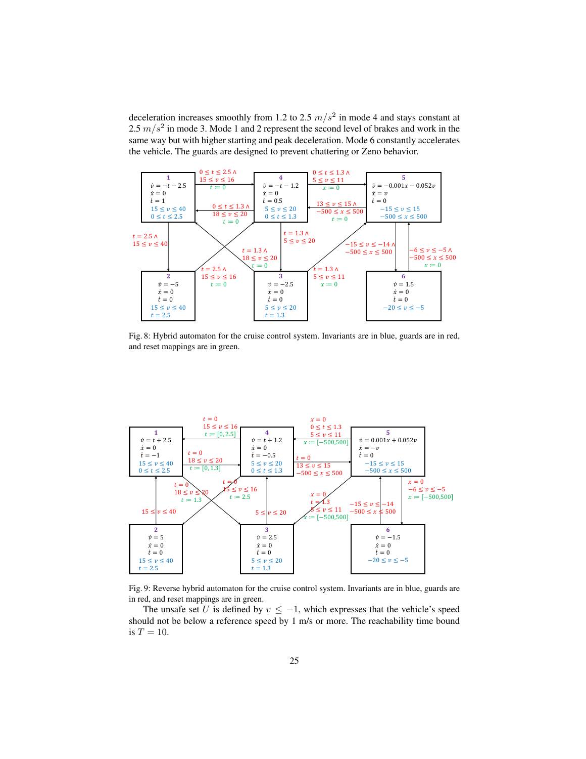deceleration increases smoothly from 1.2 to 2.5 $m/s^2$ in mode 4 and stays constant at 2.5 $m/s^2$ in mode 3. Mode 1 and 2 represent the second level of brakes and work in the same way but with higher starting and peak deceleration. Mode 6 constantly accelerates the vehicle. The guards are designed to prevent chattering or Zeno behavior.

Fig. 8: Hybrid automaton for the cruise control system. Invariants are in blue, guards are in red, and reset mappings are in green.

Fig. 9: Reverse hybrid automaton for the cruise control system. Invariants are in blue, guards are in red, and reset mappings are in green.

The unsafe set $U$ is defined by $v \leq -1$, which expresses that the vehicle's speed should not be below a reference speed by 1 m/s or more. The reachability time bound is $T = 10$.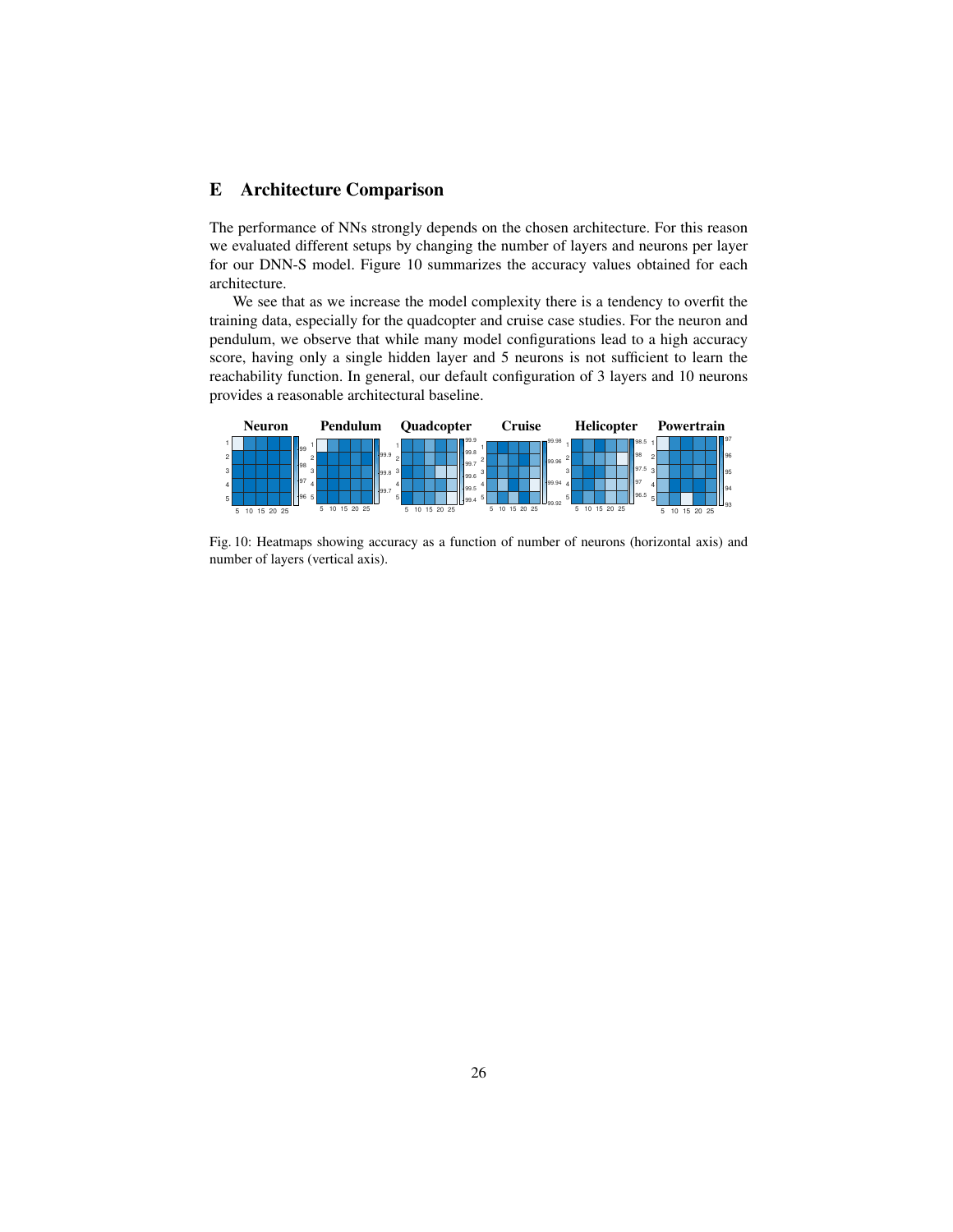# E Architecture Comparison

The performance of NNs strongly depends on the chosen architecture. For this reason we evaluated different setups by changing the number of layers and neurons per layer for our DNN-S model. Figure 10 summarizes the accuracy values obtained for each architecture.

We see that as we increase the model complexity there is a tendency to overfit the training data, especially for the quadcopter and cruise case studies. For the neuron and pendulum, we observe that while many model configurations lead to a high accuracy score, having only a single hidden layer and 5 neurons is not sufficient to learn the reachability function. In general, our default configuration of 3 layers and 10 neurons provides a reasonable architectural baseline.

Fig. 10: Heatmaps showing accuracy as a function of number of neurons (horizontal axis) and number of layers (vertical axis).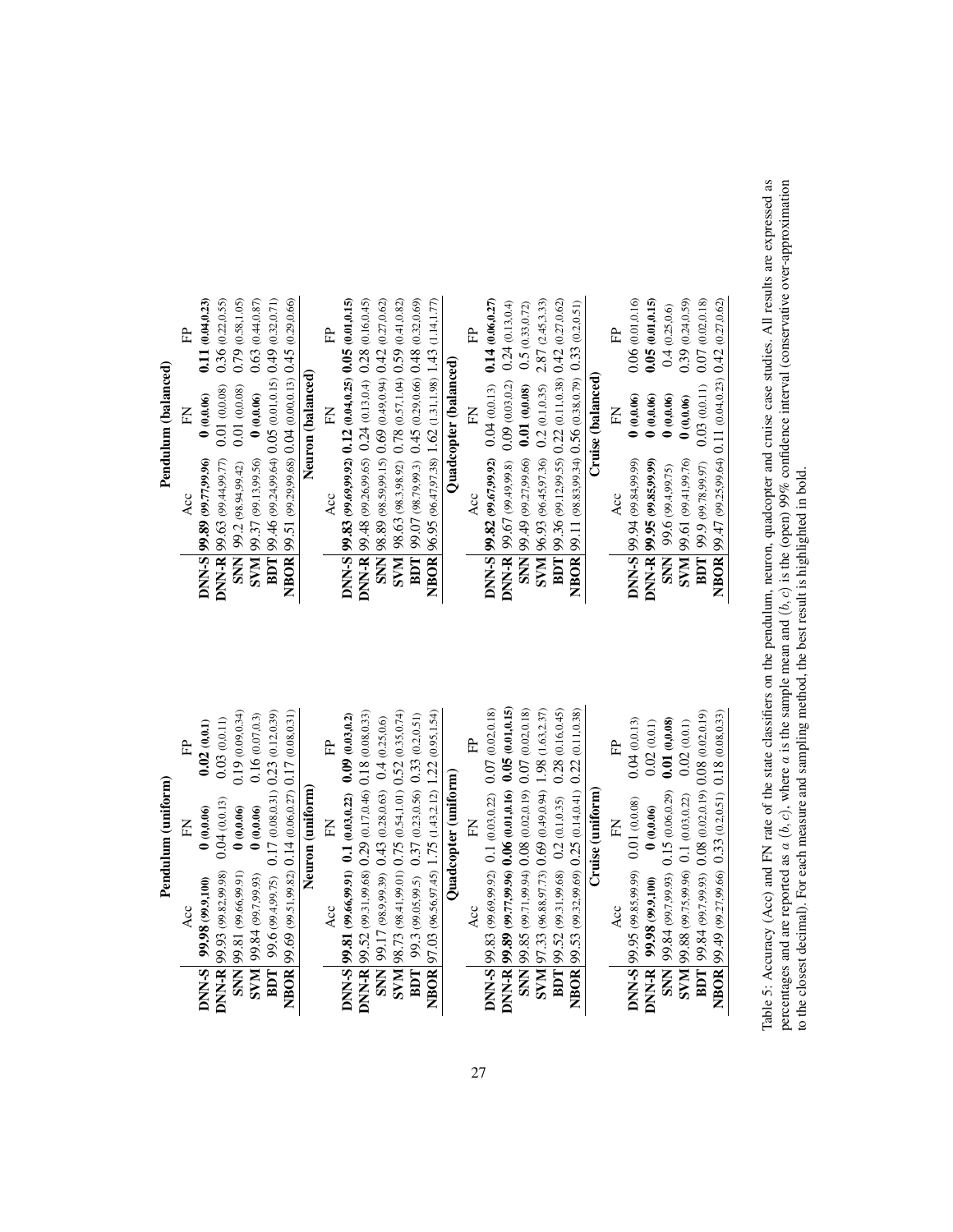**Pendulum (uniform)**

| | Acc | FN | FP |
|---|---|---|---|
| **DNN-S** | **99.98** **(99.9,100)** | **0** **(0,0.06)** | **0.02** **(0,0.1)** |
| **DNN-R** | 99.93 (99.82,99.98) | 0.04 (0,0.13) | 0.03 (0,0.11) |
| **SNN** | 99.81 (99.66,99.91) | **0** **(0,0.06)** | 0.19 (0.09,0.34) |
| **SVM** | 99.84 (99.7,99.93) | **0** **(0,0.06)** | 0.16 (0.07,0.3) |
| **BDT** | 99.6 (99.4,99.75) | 0.17 (0.08,0.31) | 0.23 (0.12,0.39) |
| **NBOR** | 99.69 (99.51,99.82) | 0.14 (0.06,0.27) | 0.17 (0.08,0.31) |

**Pendulum (balanced)**

| | Acc | FN | FP |
|---|---|---|---|
| **DNN-S** | **99.89** **(99.77,99.96)** | **0** **(0,0.06)** | **0.11** **(0.04,0.23)** |
| **DNN-R** | 99.63 (99.44,99.77) | 0.01 (0,0.08) | 0.36 (0.22,0.55) |
| **SNN** | 99.2 (98.94,99.42) | 0.01 (0,0.08) | 0.79 (0.58,1.05) |
| **SVM** | 99.37 (99.13,99.56) | **0** **(0,0.06)** | 0.63 (0.44,0.87) |
| **BDT** | 99.46 (99.24,99.64) | 0.05 (0.01,0.15) | 0.49 (0.32,0.71) |
| **NBOR** | 99.51 (99.29,99.68) | 0.04 (0.00,0.13) | 0.45 (0.29,0.66) |

**Neuron (uniform)**

| | Acc | FN | FP |
|---|---|---|---|
| **DNN-S** | **99.81** **(99.66,99.91)** | **0.1** **(0.03,0.22)** | **0.09** **(0.03,0.2)** |
| **DNN-R** | 99.52 (99.31,99.68) | 0.29 (0.17,0.46) | 0.18 (0.08,0.33) |
| **SNN** | 99.17 (98.9,99.39) | 0.43 (0.28,0.63) | 0.4 (0.25,0.6) |
| **SVM** | 98.73 (98.41,99.01) | 0.75 (0.54,1.01) | 0.52 (0.35,0.74) |
| **BDT** | 99.3 (99.05,99.5) | 0.37 (0.23,0.56) | 0.33 (0.2,0.51) |
| **NBOR** | 97.03 (96.56,97.45) | 1.75 (1.43,2.12) | 1.22 (0.95,1.54) |

**Neuron (balanced)**

| | Acc | FN | FP |
|---|---|---|---|
| **DNN-S** | **99.83** **(99.69,99.92)** | **0.12** **(0.04,0.25)** | **0.05** **(0.01,0.15)** |
| **DNN-R** | 99.48 (99.26,99.65) | 0.24 (0.13,0.4) | 0.28 (0.16,0.45) |
| **SNN** | 98.89 (98.59,99.15) | 0.69 (0.49,0.94) | 0.42 (0.27,0.62) |
| **SVM** | 98.63 (98.3,98.92) | 0.78 (0.57,1.04) | 0.59 (0.41,0.82) |
| **BDT** | 99.07 (98.79,99.3) | 0.45 (0.29,0.66) | 0.48 (0.32,0.69) |
| **NBOR** | 96.95 (96.47,97.38) | 1.62 (1.31,1.98) | 1.43 (1.14,1.77) |

**Quadcopter (uniform)**

| | Acc | FN | FP |
|---|---|---|---|
| **DNN-S** | 99.83 (99.69,99.92) | 0.1 (0.03,0.22) | 0.07 (0.02,0.18) |
| **DNN-R** | **99.89** **(99.77,99.96)** | **0.06** **(0.01,0.16)** | **0.05** **(0.01,0.15)** |
| **SNN** | 99.85 (99.71,99.94) | 0.08 (0.02,0.19) | 0.07 (0.02,0.18) |
| **SVM** | 97.33 (96.88,97.73) | 0.69 (0.49,0.94) | 1.98 (1.63,2.37) |
| **BDT** | 99.52 (99.31,99.68) | 0.2 (0.1,0.35) | 0.28 (0.16,0.45) |
| **NBOR** | 99.53 (99.32,99.69) | 0.25 (0.14,0.41) | 0.22 (0.11,0.38) |

**Quadcopter (balanced)**

| | Acc | FN | FP |
|---|---|---|---|
| **DNN-S** | **99.82** **(99.67,99.92)** | 0.04 (0,0.13) | **0.14** **(0.06,0.27)** |
| **DNN-R** | 99.67 (99.49,99.8) | 0.09 (0.03,0.2) | 0.24 (0.13,0.4) |
| **SNN** | 99.49 (99.27,99.66) | **0.01** **(0,0.08)** | 0.5 (0.33,0.72) |
| **SVM** | 96.93 (96.45,97.36) | 0.2 (0.1,0.35) | 2.87 (2.45,3.33) |
| **BDT** | 99.36 (99.12,99.55) | 0.22 (0.11,0.38) | 0.42 (0.27,0.62) |
| **NBOR** | 99.11 (98.83,99.34) | 0.56 (0.38,0.79) | 0.33 (0.2,0.51) |

**Cruise (uniform)**

| | Acc | FN | FP |
|---|---|---|---|
| **DNN-S** | 99.95 (99.85,99.99) | 0.01 (0,0.08) | 0.04 (0,0.13) |
| **DNN-R** | **99.98** **(99.9,100)** | **0** **(0,0.06)** | 0.02 (0,0.1) |
| **SNN** | 99.84 (99.7,99.93) | 0.15 (0.06,0.29) | **0.01** **(0,0.08)** |
| **SVM** | 99.88 (99.75,99.96) | 0.1 (0.03,0.22) | 0.02 (0,0.1) |
| **BDT** | 99.84 (99.7,99.93) | 0.08 (0.02,0.19) | 0.08 (0.02,0.19) |
| **NBOR** | 99.49 (99.27,99.66) | 0.33 (0.2,0.51) | 0.18 (0.08,0.33) |

**Cruise (balanced)**

| | Acc | FN | FP |
|---|---|---|---|
| **DNN-S** | 99.94 (99.84,99.99) | **0** **(0,0.06)** | 0.06 (0.01,0.16) |
| **DNN-R** | **99.95** **(99.85,99.99)** | **0** **(0,0.06)** | **0.05** **(0.01,0.15)** |
| **SNN** | 99.6 (99.4,99.75) | **0** **(0,0.06)** | 0.4 (0.25,0.6) |
| **SVM** | 99.61 (99.41,99.76) | **0** **(0,0.06)** | 0.39 (0.24,0.59) |
| **BDT** | 99.9 (99.78,99.97) | 0.03 (0,0.11) | 0.07 (0.02,0.18) |
| **NBOR** | 99.47 (99.25,99.64) | 0.11 (0.04,0.23) | 0.42 (0.27,0.62) |

Table 5: Accuracy (Acc) and FN rate of the state classifiers on the pendulum, neuron, quadcopter and cruise case studies. All results are expressed as percentages and are reported as $a$ $(b, c)$, where $a$ is the sample mean and $(b, c)$ is the (open) 99% confidence interval (conservative over-approximation to the closest decimal). For each measure and sampling method, the best result is highlighted in bold.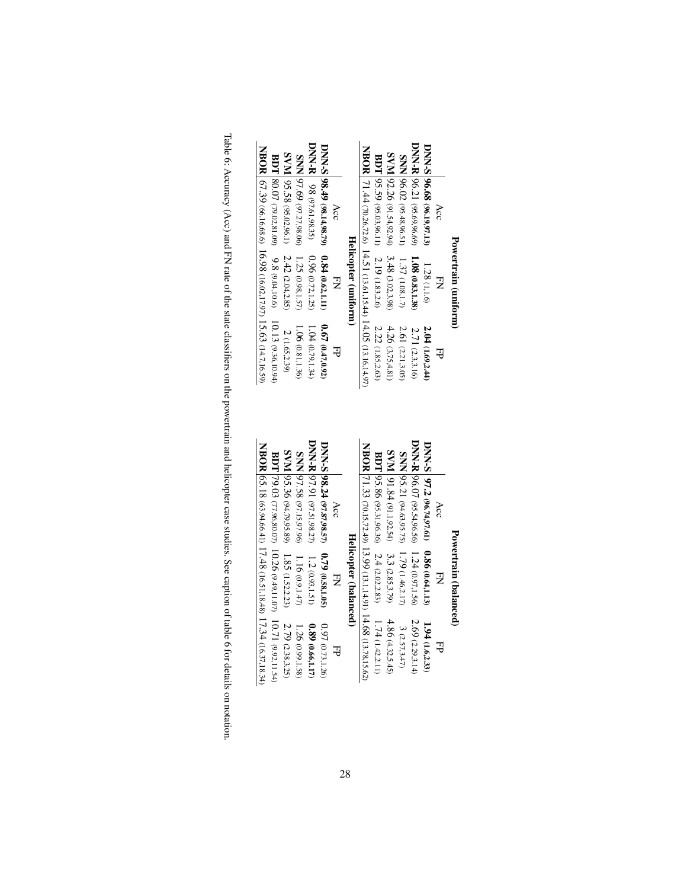**Powertrain (uniform)**

| | Acc | FN | FP |
|---|---|---|---|
| **DNN-S** | **96.68 (96.19,97.13)** | 1.28 (1,1.6) | **2.04 (1.69,2.44)** |
| **DNN-R** | 96.21 (95.69,96.69) | **1.08 (0.83,1.38)** | 2.71 (2.3,3.16) |
| **SNN** | 96.02 (95.48,96.51) | 1.37 (1.08,1.7) | 2.61 (2.21,3.05) |
| **SVM** | 92.26 (91.54,92.94) | 3.48 (3.02,3.98) | 4.26 (3.75,4.81) |
| **BDT** | 95.59 (95.03,96.11) | 2.19 (1.83,2.6) | 2.22 (1.85,2.63) |
| **NBOR** | 71.44 (70.26,72.6) | 14.51 (13.61,15.44) | 14.05 (13.16,14.97) |

**Powertrain (balanced)**

| | Acc | FN | FP |
|---|---|---|---|
| **DNN-S** | **97.2 (96.74,97.61)** | **0.86 (0.64,1.13)** | **1.94 (1.6,2.33)** |
| **DNN-R** | 96.07 (95.54,96.56) | 1.24 (0.97,1.56) | 2.69 (2.29,3.14) |
| **SNN** | 95.21 (94.63,95.75) | 1.79 (1.46,2.17) | 3 (2.57,3.47) |
| **SVM** | 91.84 (91.1,92.54) | 3.3 (2.85,3.79) | 4.86 (4.32,5.45) |
| **BDT** | 95.86 (95.31,96.36) | 2.4 (2.02,2.83) | 1.74 (1.42,2.11) |
| **NBOR** | 71.33 (70.15,72.49) | 13.99 (13.1,14.91) | 14.68 (13.78,15.62) |

**Helicopter (uniform)**

| | Acc | FN | FP |
|---|---|---|---|
| **DNN-S** | **98.49 (98.14,98.79)** | **0.84 (0.62,1.11)** | **0.67 (0.47,0.92)** |
| **DNN-R** | 98 (97.61,98.35) | 0.96 (0.72,1.25) | 1.04 (0.79,1.34) |
| **SNN** | 97.69 (97.27,98.06) | 1.25 (0.98,1.57) | 1.06 (0.81,1.36) |
| **SVM** | 95.58 (95.02,96.1) | 2.42 (2.04,2.85) | 2 (1.65,2.39) |
| **BDT** | 80.07 (79.02,81.09) | 9.8 (9.04,10.6) | 10.13 (9.36,10.94) |
| **NBOR** | 67.39 (66.16,68.6) | 16.98 (16.02,17.97) | 15.63 (14.7,16.59) |

**Helicopter (balanced)**

| | Acc | FN | FP |
|---|---|---|---|
| **DNN-S** | **98.24 (97.87,98.57)** | **0.79 (0.58,1.05)** | 0.97 (0.73,1.26) |
| **DNN-R** | 97.91 (97.51,98.27) | 1.2 (0.93,1.51) | **0.89 (0.66,1.17)** |
| **SNN** | 97.58 (97.15,97.96) | 1.16 (0.9,1.47) | 1.26 (0.99,1.58) |
| **SVM** | 95.36 (94.79,95.89) | 1.85 (1.52,2.23) | 2.79 (2.38,3.25) |
| **BDT** | 79.03 (77.96,80.07) | 10.26 (9.49,11.07) | 10.71 (9.92,11.54) |
| **NBOR** | 65.18 (63.94,66.41) | 17.48 (16.51,18.48) | 17.34 (16.37,18.34) |

Table 6: Accuracy (Acc) and FN rate of the state classifiers on the powertrain and helicopter case studies. See caption of table 6 for details on notation.